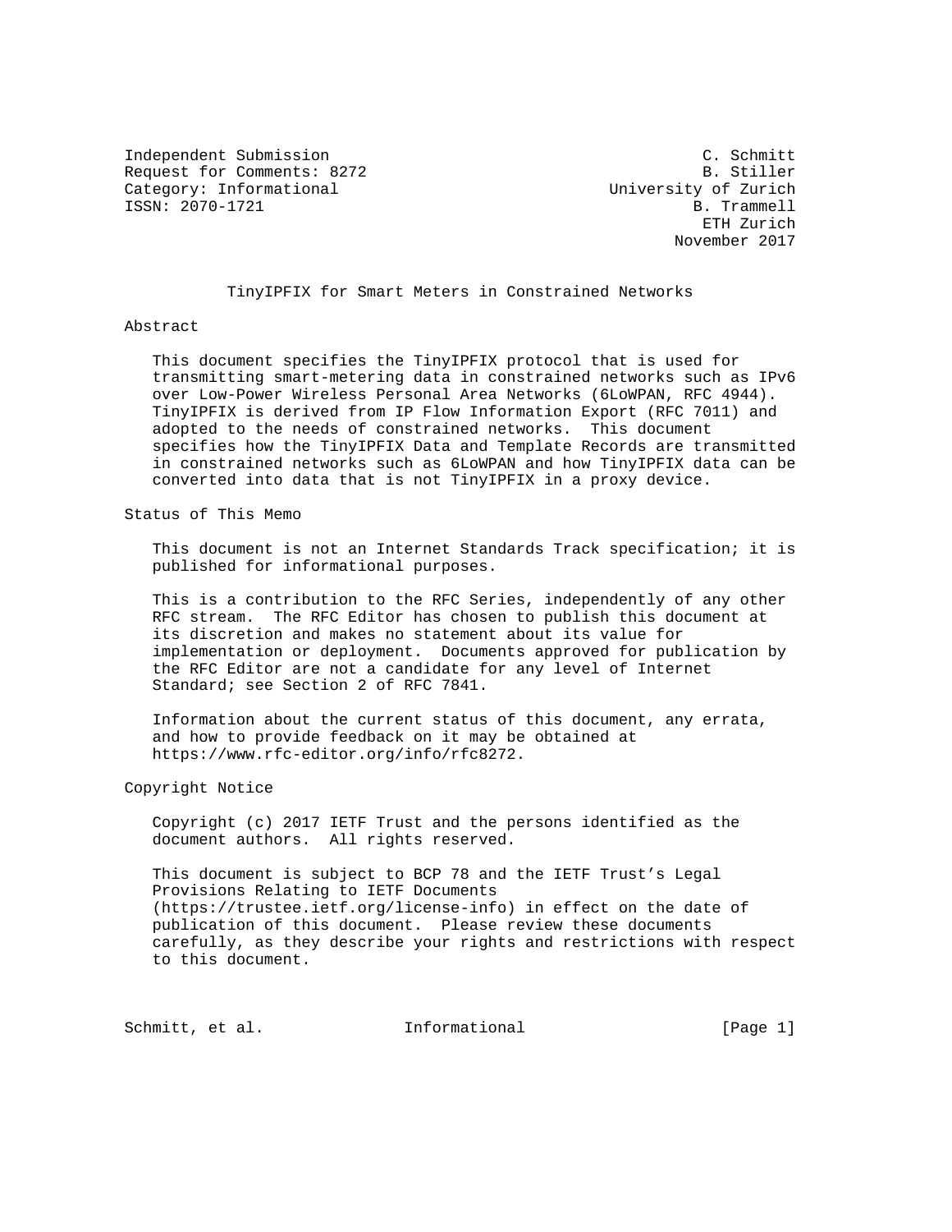Independent Submission                                        C. Schmitt
Request for Comments: 8272                                    B. Stiller
Category: Informational                           University of Zurich
ISSN: 2070-1721                                              B. Trammell
                                                              ETH Zurich
                                                           November 2017

# TinyIPFIX for Smart Meters in Constrained Networks

## Abstract

This document specifies the TinyIPFIX protocol that is used for transmitting smart-metering data in constrained networks such as IPv6 over Low-Power Wireless Personal Area Networks (6LoWPAN, RFC 4944). TinyIPFIX is derived from IP Flow Information Export (RFC 7011) and adopted to the needs of constrained networks. This document specifies how the TinyIPFIX Data and Template Records are transmitted in constrained networks such as 6LoWPAN and how TinyIPFIX data can be converted into data that is not TinyIPFIX in a proxy device.

## Status of This Memo

This document is not an Internet Standards Track specification; it is published for informational purposes.

This is a contribution to the RFC Series, independently of any other RFC stream. The RFC Editor has chosen to publish this document at its discretion and makes no statement about its value for implementation or deployment. Documents approved for publication by the RFC Editor are not a candidate for any level of Internet Standard; see Section 2 of RFC 7841.

Information about the current status of this document, any errata, and how to provide feedback on it may be obtained at https://www.rfc-editor.org/info/rfc8272.

## Copyright Notice

Copyright (c) 2017 IETF Trust and the persons identified as the document authors. All rights reserved.

This document is subject to BCP 78 and the IETF Trust's Legal Provisions Relating to IETF Documents (https://trustee.ietf.org/license-info) in effect on the date of publication of this document. Please review these documents carefully, as they describe your rights and restrictions with respect to this document.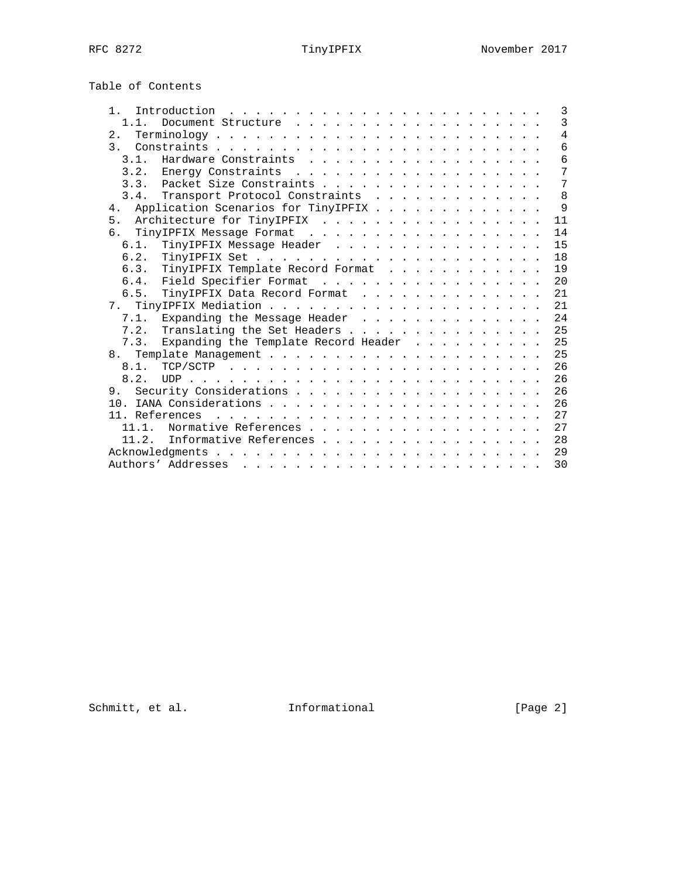Table of Contents

```
   1.  Introduction  . . . . . . . . . . . . . . . . . . . . . . . .   3
     1.1.  Document Structure  . . . . . . . . . . . . . . . . . . .   3
   2.  Terminology . . . . . . . . . . . . . . . . . . . . . . . . .   4
   3.  Constraints . . . . . . . . . . . . . . . . . . . . . . . . .   6
     3.1.  Hardware Constraints  . . . . . . . . . . . . . . . . . .   6
     3.2.  Energy Constraints  . . . . . . . . . . . . . . . . . . .   7
     3.3.  Packet Size Constraints . . . . . . . . . . . . . . . . .   7
     3.4.  Transport Protocol Constraints  . . . . . . . . . . . . .   8
   4.  Application Scenarios for TinyIPFIX . . . . . . . . . . . . .   9
   5.  Architecture for TinyIPFIX  . . . . . . . . . . . . . . . . .  11
   6.  TinyIPFIX Message Format  . . . . . . . . . . . . . . . . . .  14
     6.1.  TinyIPFIX Message Header  . . . . . . . . . . . . . . . .  15
     6.2.  TinyIPFIX Set . . . . . . . . . . . . . . . . . . . . . .  18
     6.3.  TinyIPFIX Template Record Format  . . . . . . . . . . . .  19
     6.4.  Field Specifier Format  . . . . . . . . . . . . . . . . .  20
     6.5.  TinyIPFIX Data Record Format  . . . . . . . . . . . . . .  21
   7.  TinyIPFIX Mediation . . . . . . . . . . . . . . . . . . . . .  21
     7.1.  Expanding the Message Header  . . . . . . . . . . . . . .  24
     7.2.  Translating the Set Headers . . . . . . . . . . . . . . .  25
     7.3.  Expanding the Template Record Header  . . . . . . . . . .  25
   8.  Template Management . . . . . . . . . . . . . . . . . . . . .  25
     8.1.  TCP/SCTP  . . . . . . . . . . . . . . . . . . . . . . . .  26
     8.2.  UDP . . . . . . . . . . . . . . . . . . . . . . . . . . .  26
   9.  Security Considerations . . . . . . . . . . . . . . . . . . .  26
   10. IANA Considerations . . . . . . . . . . . . . . . . . . . . .  26
   11. References  . . . . . . . . . . . . . . . . . . . . . . . . .  27
     11.1.  Normative References . . . . . . . . . . . . . . . . . .  27
     11.2.  Informative References . . . . . . . . . . . . . . . . .  28
   Acknowledgments . . . . . . . . . . . . . . . . . . . . . . . . .  29
   Authors' Addresses  . . . . . . . . . . . . . . . . . . . . . . .  30
```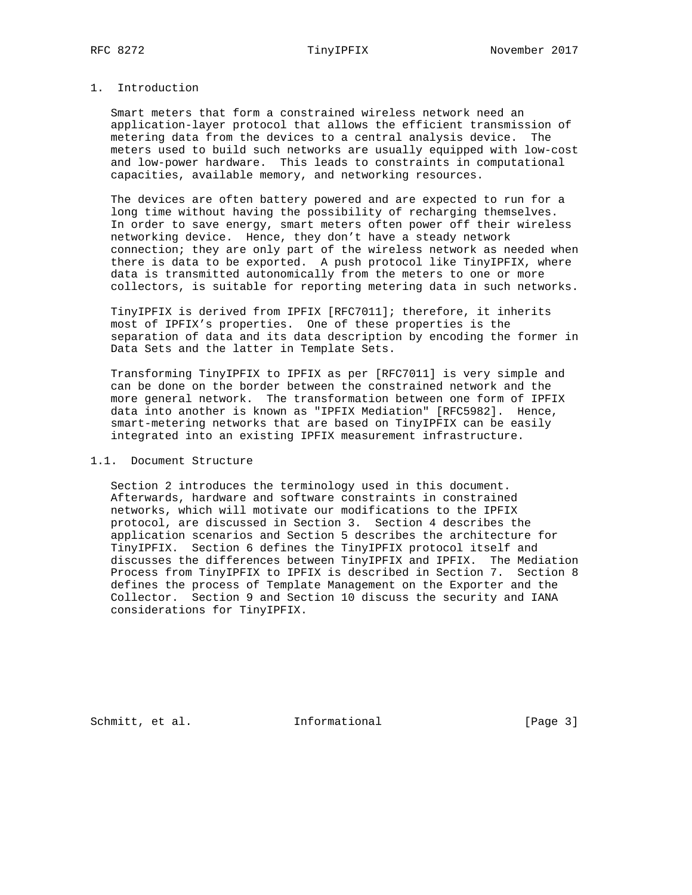# 1. Introduction

Smart meters that form a constrained wireless network need an application-layer protocol that allows the efficient transmission of metering data from the devices to a central analysis device. The meters used to build such networks are usually equipped with low-cost and low-power hardware. This leads to constraints in computational capacities, available memory, and networking resources.

The devices are often battery powered and are expected to run for a long time without having the possibility of recharging themselves. In order to save energy, smart meters often power off their wireless networking device. Hence, they don't have a steady network connection; they are only part of the wireless network as needed when there is data to be exported. A push protocol like TinyIPFIX, where data is transmitted autonomically from the meters to one or more collectors, is suitable for reporting metering data in such networks.

TinyIPFIX is derived from IPFIX [RFC7011]; therefore, it inherits most of IPFIX's properties. One of these properties is the separation of data and its data description by encoding the former in Data Sets and the latter in Template Sets.

Transforming TinyIPFIX to IPFIX as per [RFC7011] is very simple and can be done on the border between the constrained network and the more general network. The transformation between one form of IPFIX data into another is known as "IPFIX Mediation" [RFC5982]. Hence, smart-metering networks that are based on TinyIPFIX can be easily integrated into an existing IPFIX measurement infrastructure.

## 1.1. Document Structure

Section 2 introduces the terminology used in this document. Afterwards, hardware and software constraints in constrained networks, which will motivate our modifications to the IPFIX protocol, are discussed in Section 3. Section 4 describes the application scenarios and Section 5 describes the architecture for TinyIPFIX. Section 6 defines the TinyIPFIX protocol itself and discusses the differences between TinyIPFIX and IPFIX. The Mediation Process from TinyIPFIX to IPFIX is described in Section 7. Section 8 defines the process of Template Management on the Exporter and the Collector. Section 9 and Section 10 discuss the security and IANA considerations for TinyIPFIX.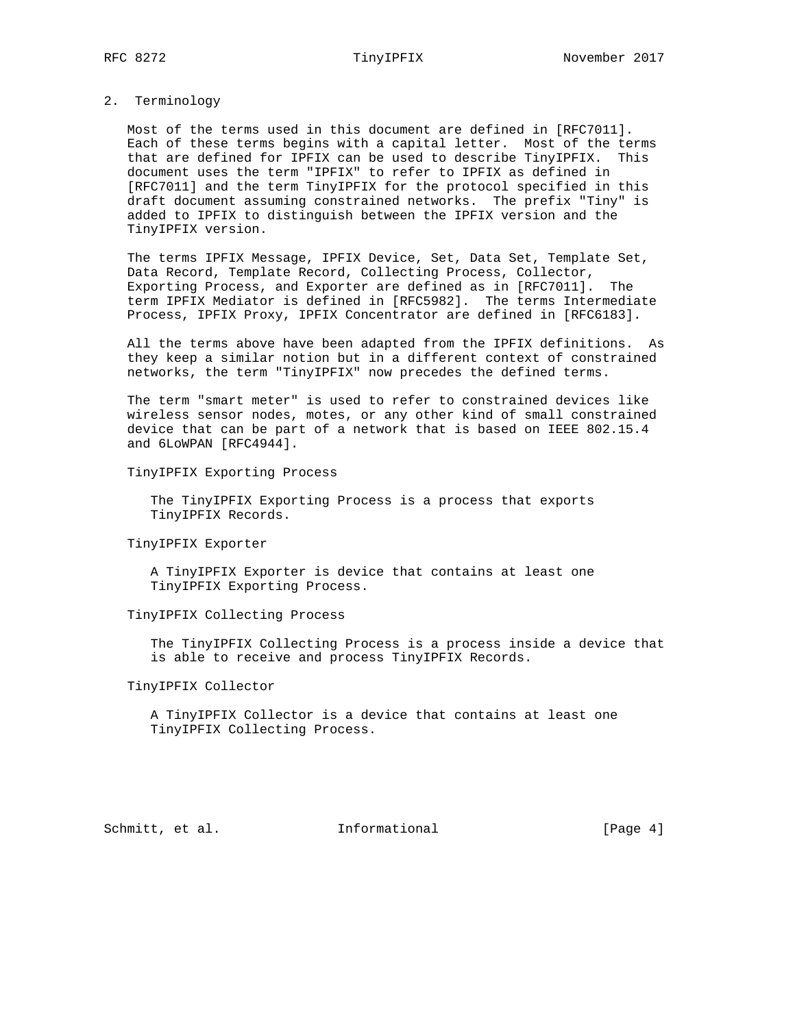## 2. Terminology

Most of the terms used in this document are defined in [RFC7011]. Each of these terms begins with a capital letter. Most of the terms that are defined for IPFIX can be used to describe TinyIPFIX. This document uses the term "IPFIX" to refer to IPFIX as defined in [RFC7011] and the term TinyIPFIX for the protocol specified in this draft document assuming constrained networks. The prefix "Tiny" is added to IPFIX to distinguish between the IPFIX version and the TinyIPFIX version.

The terms IPFIX Message, IPFIX Device, Set, Data Set, Template Set, Data Record, Template Record, Collecting Process, Collector, Exporting Process, and Exporter are defined as in [RFC7011]. The term IPFIX Mediator is defined in [RFC5982]. The terms Intermediate Process, IPFIX Proxy, IPFIX Concentrator are defined in [RFC6183].

All the terms above have been adapted from the IPFIX definitions. As they keep a similar notion but in a different context of constrained networks, the term "TinyIPFIX" now precedes the defined terms.

The term "smart meter" is used to refer to constrained devices like wireless sensor nodes, motes, or any other kind of small constrained device that can be part of a network that is based on IEEE 802.15.4 and 6LoWPAN [RFC4944].

TinyIPFIX Exporting Process

> The TinyIPFIX Exporting Process is a process that exports TinyIPFIX Records.

TinyIPFIX Exporter

> A TinyIPFIX Exporter is device that contains at least one TinyIPFIX Exporting Process.

TinyIPFIX Collecting Process

> The TinyIPFIX Collecting Process is a process inside a device that is able to receive and process TinyIPFIX Records.

TinyIPFIX Collector

> A TinyIPFIX Collector is a device that contains at least one TinyIPFIX Collecting Process.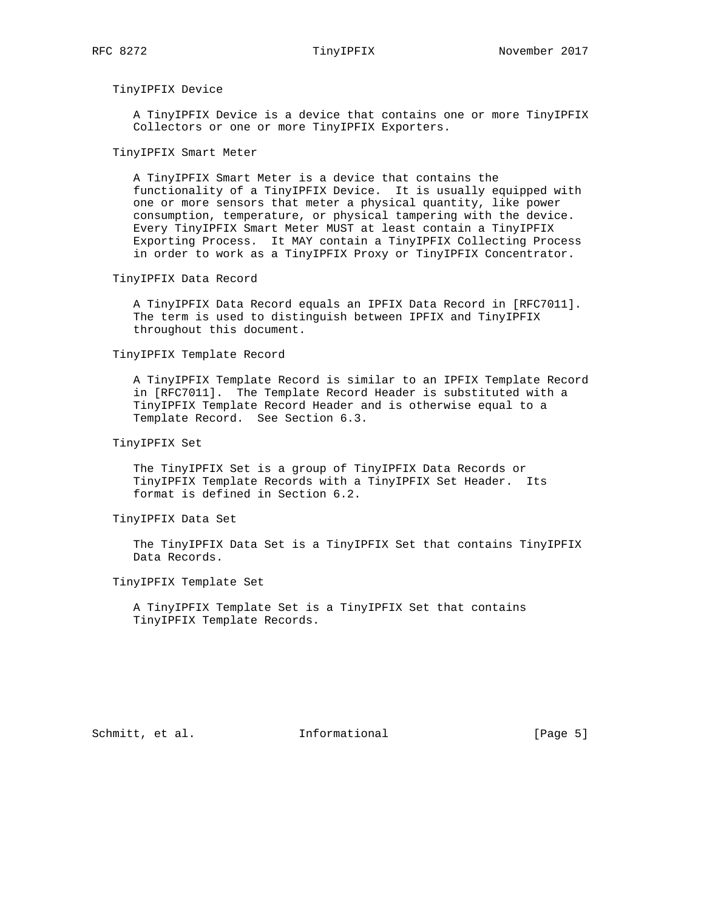TinyIPFIX Device

A TinyIPFIX Device is a device that contains one or more TinyIPFIX Collectors or one or more TinyIPFIX Exporters.

TinyIPFIX Smart Meter

A TinyIPFIX Smart Meter is a device that contains the functionality of a TinyIPFIX Device. It is usually equipped with one or more sensors that meter a physical quantity, like power consumption, temperature, or physical tampering with the device. Every TinyIPFIX Smart Meter MUST at least contain a TinyIPFIX Exporting Process. It MAY contain a TinyIPFIX Collecting Process in order to work as a TinyIPFIX Proxy or TinyIPFIX Concentrator.

TinyIPFIX Data Record

A TinyIPFIX Data Record equals an IPFIX Data Record in [RFC7011]. The term is used to distinguish between IPFIX and TinyIPFIX throughout this document.

TinyIPFIX Template Record

A TinyIPFIX Template Record is similar to an IPFIX Template Record in [RFC7011]. The Template Record Header is substituted with a TinyIPFIX Template Record Header and is otherwise equal to a Template Record. See Section 6.3.

TinyIPFIX Set

The TinyIPFIX Set is a group of TinyIPFIX Data Records or TinyIPFIX Template Records with a TinyIPFIX Set Header. Its format is defined in Section 6.2.

TinyIPFIX Data Set

The TinyIPFIX Data Set is a TinyIPFIX Set that contains TinyIPFIX Data Records.

TinyIPFIX Template Set

A TinyIPFIX Template Set is a TinyIPFIX Set that contains TinyIPFIX Template Records.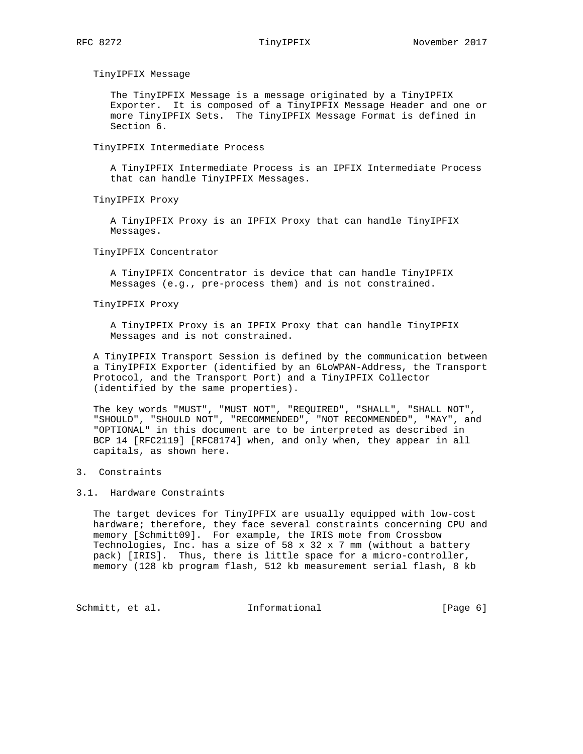TinyIPFIX Message

The TinyIPFIX Message is a message originated by a TinyIPFIX Exporter. It is composed of a TinyIPFIX Message Header and one or more TinyIPFIX Sets. The TinyIPFIX Message Format is defined in Section 6.

TinyIPFIX Intermediate Process

A TinyIPFIX Intermediate Process is an IPFIX Intermediate Process that can handle TinyIPFIX Messages.

TinyIPFIX Proxy

A TinyIPFIX Proxy is an IPFIX Proxy that can handle TinyIPFIX Messages.

TinyIPFIX Concentrator

A TinyIPFIX Concentrator is device that can handle TinyIPFIX Messages (e.g., pre-process them) and is not constrained.

TinyIPFIX Proxy

A TinyIPFIX Proxy is an IPFIX Proxy that can handle TinyIPFIX Messages and is not constrained.

A TinyIPFIX Transport Session is defined by the communication between a TinyIPFIX Exporter (identified by an 6LoWPAN-Address, the Transport Protocol, and the Transport Port) and a TinyIPFIX Collector (identified by the same properties).

The key words "MUST", "MUST NOT", "REQUIRED", "SHALL", "SHALL NOT", "SHOULD", "SHOULD NOT", "RECOMMENDED", "NOT RECOMMENDED", "MAY", and "OPTIONAL" in this document are to be interpreted as described in BCP 14 [RFC2119] [RFC8174] when, and only when, they appear in all capitals, as shown here.

## 3. Constraints

### 3.1. Hardware Constraints

The target devices for TinyIPFIX are usually equipped with low-cost hardware; therefore, they face several constraints concerning CPU and memory [Schmitt09]. For example, the IRIS mote from Crossbow Technologies, Inc. has a size of 58 x 32 x 7 mm (without a battery pack) [IRIS]. Thus, there is little space for a micro-controller, memory (128 kb program flash, 512 kb measurement serial flash, 8 kb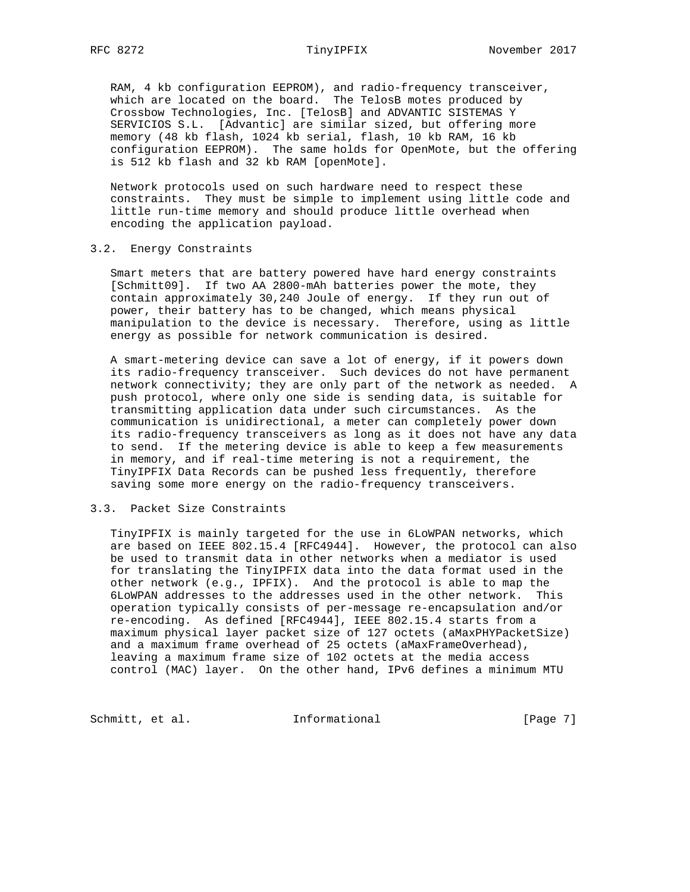RAM, 4 kb configuration EEPROM), and radio-frequency transceiver, which are located on the board. The TelosB motes produced by Crossbow Technologies, Inc. [TelosB] and ADVANTIC SISTEMAS Y SERVICIOS S.L. [Advantic] are similar sized, but offering more memory (48 kb flash, 1024 kb serial, flash, 10 kb RAM, 16 kb configuration EEPROM). The same holds for OpenMote, but the offering is 512 kb flash and 32 kb RAM [openMote].

Network protocols used on such hardware need to respect these constraints. They must be simple to implement using little code and little run-time memory and should produce little overhead when encoding the application payload.

### 3.2. Energy Constraints

Smart meters that are battery powered have hard energy constraints [Schmitt09]. If two AA 2800-mAh batteries power the mote, they contain approximately 30,240 Joule of energy. If they run out of power, their battery has to be changed, which means physical manipulation to the device is necessary. Therefore, using as little energy as possible for network communication is desired.

A smart-metering device can save a lot of energy, if it powers down its radio-frequency transceiver. Such devices do not have permanent network connectivity; they are only part of the network as needed. A push protocol, where only one side is sending data, is suitable for transmitting application data under such circumstances. As the communication is unidirectional, a meter can completely power down its radio-frequency transceivers as long as it does not have any data to send. If the metering device is able to keep a few measurements in memory, and if real-time metering is not a requirement, the TinyIPFIX Data Records can be pushed less frequently, therefore saving some more energy on the radio-frequency transceivers.

### 3.3. Packet Size Constraints

TinyIPFIX is mainly targeted for the use in 6LoWPAN networks, which are based on IEEE 802.15.4 [RFC4944]. However, the protocol can also be used to transmit data in other networks when a mediator is used for translating the TinyIPFIX data into the data format used in the other network (e.g., IPFIX). And the protocol is able to map the 6LoWPAN addresses to the addresses used in the other network. This operation typically consists of per-message re-encapsulation and/or re-encoding. As defined [RFC4944], IEEE 802.15.4 starts from a maximum physical layer packet size of 127 octets (aMaxPHYPacketSize) and a maximum frame overhead of 25 octets (aMaxFrameOverhead), leaving a maximum frame size of 102 octets at the media access control (MAC) layer. On the other hand, IPv6 defines a minimum MTU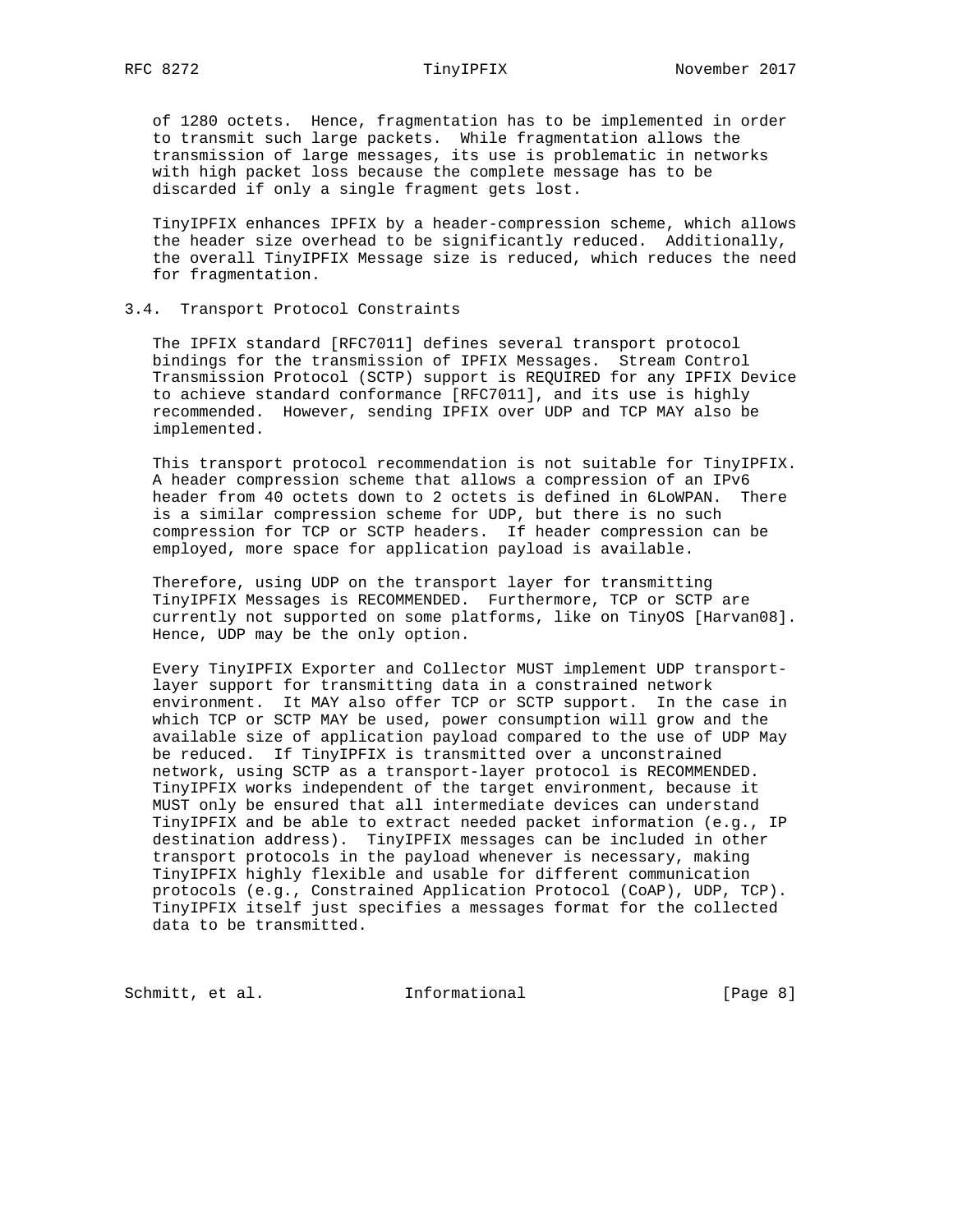of 1280 octets. Hence, fragmentation has to be implemented in order to transmit such large packets. While fragmentation allows the transmission of large messages, its use is problematic in networks with high packet loss because the complete message has to be discarded if only a single fragment gets lost.

TinyIPFIX enhances IPFIX by a header-compression scheme, which allows the header size overhead to be significantly reduced. Additionally, the overall TinyIPFIX Message size is reduced, which reduces the need for fragmentation.

### 3.4. Transport Protocol Constraints

The IPFIX standard [RFC7011] defines several transport protocol bindings for the transmission of IPFIX Messages. Stream Control Transmission Protocol (SCTP) support is REQUIRED for any IPFIX Device to achieve standard conformance [RFC7011], and its use is highly recommended. However, sending IPFIX over UDP and TCP MAY also be implemented.

This transport protocol recommendation is not suitable for TinyIPFIX. A header compression scheme that allows a compression of an IPv6 header from 40 octets down to 2 octets is defined in 6LoWPAN. There is a similar compression scheme for UDP, but there is no such compression for TCP or SCTP headers. If header compression can be employed, more space for application payload is available.

Therefore, using UDP on the transport layer for transmitting TinyIPFIX Messages is RECOMMENDED. Furthermore, TCP or SCTP are currently not supported on some platforms, like on TinyOS [Harvan08]. Hence, UDP may be the only option.

Every TinyIPFIX Exporter and Collector MUST implement UDP transport-layer support for transmitting data in a constrained network environment. It MAY also offer TCP or SCTP support. In the case in which TCP or SCTP MAY be used, power consumption will grow and the available size of application payload compared to the use of UDP May be reduced. If TinyIPFIX is transmitted over a unconstrained network, using SCTP as a transport-layer protocol is RECOMMENDED. TinyIPFIX works independent of the target environment, because it MUST only be ensured that all intermediate devices can understand TinyIPFIX and be able to extract needed packet information (e.g., IP destination address). TinyIPFIX messages can be included in other transport protocols in the payload whenever is necessary, making TinyIPFIX highly flexible and usable for different communication protocols (e.g., Constrained Application Protocol (CoAP), UDP, TCP). TinyIPFIX itself just specifies a messages format for the collected data to be transmitted.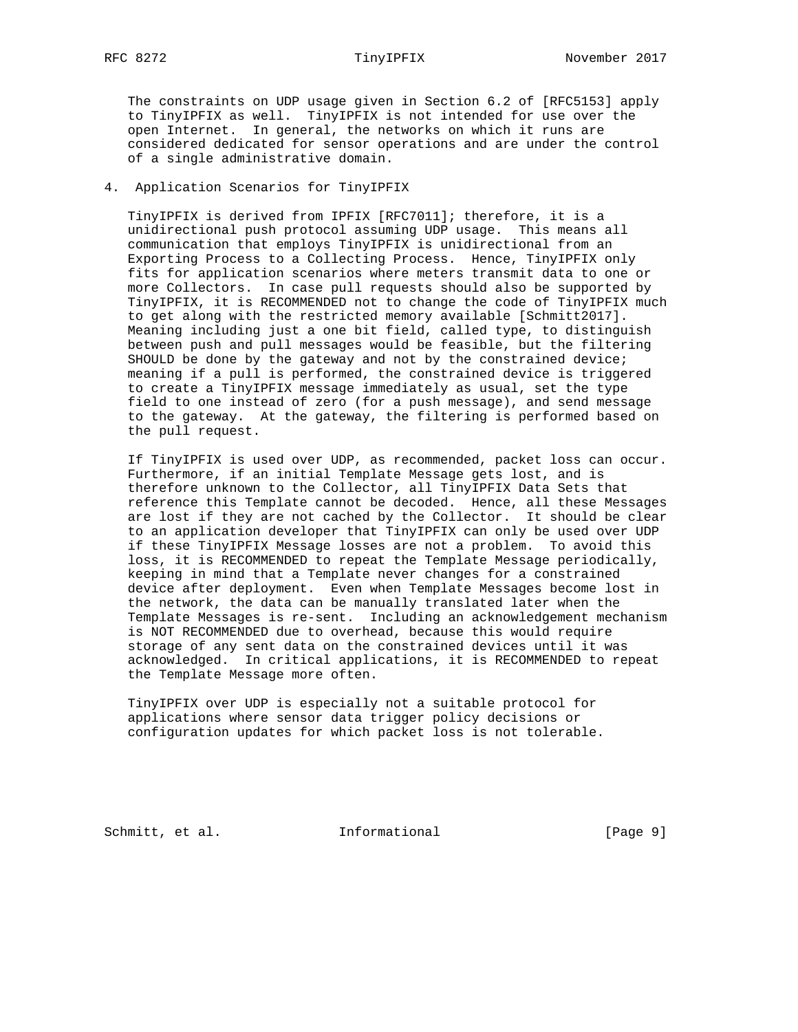The constraints on UDP usage given in Section 6.2 of [RFC5153] apply to TinyIPFIX as well. TinyIPFIX is not intended for use over the open Internet. In general, the networks on which it runs are considered dedicated for sensor operations and are under the control of a single administrative domain.

## 4. Application Scenarios for TinyIPFIX

TinyIPFIX is derived from IPFIX [RFC7011]; therefore, it is a unidirectional push protocol assuming UDP usage. This means all communication that employs TinyIPFIX is unidirectional from an Exporting Process to a Collecting Process. Hence, TinyIPFIX only fits for application scenarios where meters transmit data to one or more Collectors. In case pull requests should also be supported by TinyIPFIX, it is RECOMMENDED not to change the code of TinyIPFIX much to get along with the restricted memory available [Schmitt2017]. Meaning including just a one bit field, called type, to distinguish between push and pull messages would be feasible, but the filtering SHOULD be done by the gateway and not by the constrained device; meaning if a pull is performed, the constrained device is triggered to create a TinyIPFIX message immediately as usual, set the type field to one instead of zero (for a push message), and send message to the gateway. At the gateway, the filtering is performed based on the pull request.

If TinyIPFIX is used over UDP, as recommended, packet loss can occur. Furthermore, if an initial Template Message gets lost, and is therefore unknown to the Collector, all TinyIPFIX Data Sets that reference this Template cannot be decoded. Hence, all these Messages are lost if they are not cached by the Collector. It should be clear to an application developer that TinyIPFIX can only be used over UDP if these TinyIPFIX Message losses are not a problem. To avoid this loss, it is RECOMMENDED to repeat the Template Message periodically, keeping in mind that a Template never changes for a constrained device after deployment. Even when Template Messages become lost in the network, the data can be manually translated later when the Template Messages is re-sent. Including an acknowledgement mechanism is NOT RECOMMENDED due to overhead, because this would require storage of any sent data on the constrained devices until it was acknowledged. In critical applications, it is RECOMMENDED to repeat the Template Message more often.

TinyIPFIX over UDP is especially not a suitable protocol for applications where sensor data trigger policy decisions or configuration updates for which packet loss is not tolerable.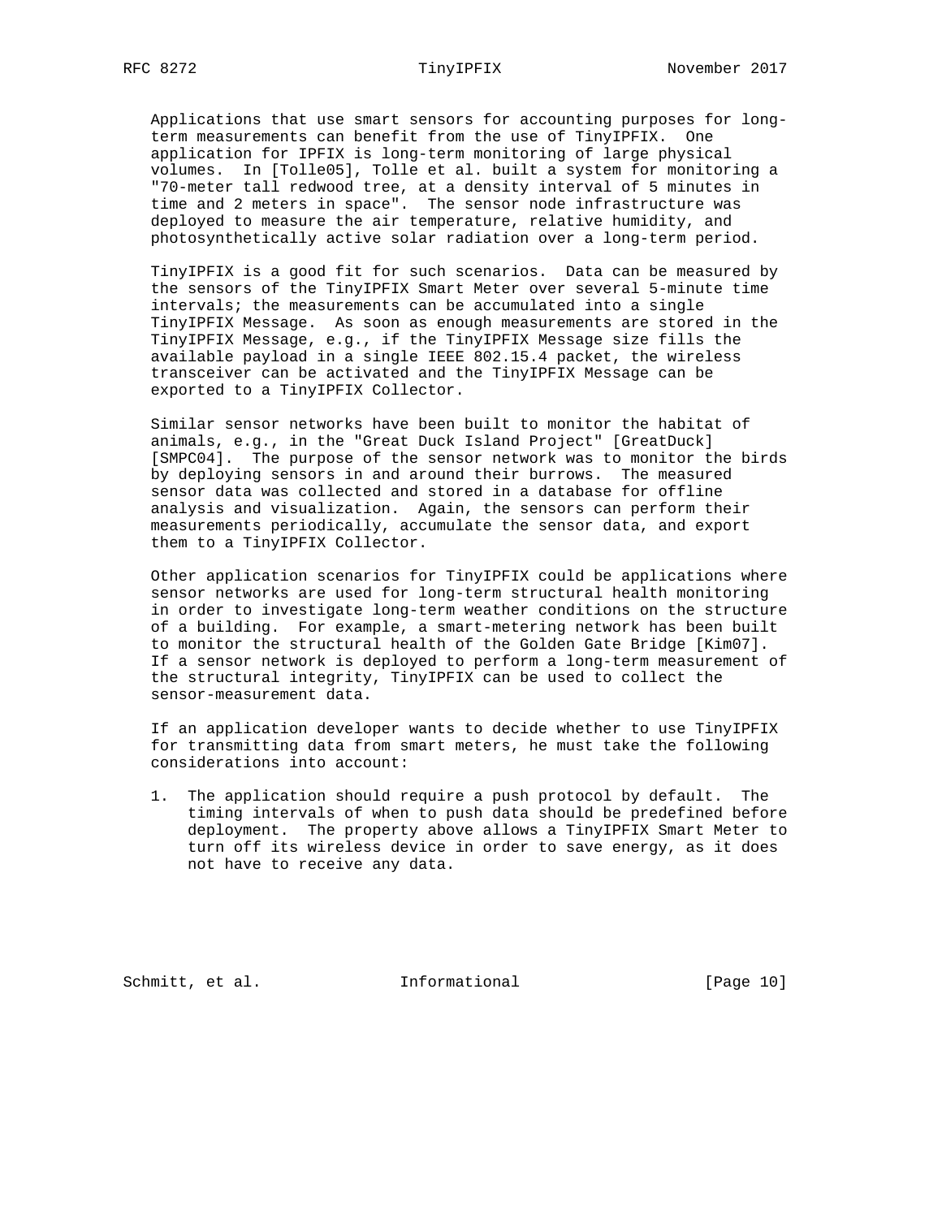Applications that use smart sensors for accounting purposes for long-term measurements can benefit from the use of TinyIPFIX. One application for IPFIX is long-term monitoring of large physical volumes. In [Tolle05], Tolle et al. built a system for monitoring a "70-meter tall redwood tree, at a density interval of 5 minutes in time and 2 meters in space". The sensor node infrastructure was deployed to measure the air temperature, relative humidity, and photosynthetically active solar radiation over a long-term period.

TinyIPFIX is a good fit for such scenarios. Data can be measured by the sensors of the TinyIPFIX Smart Meter over several 5-minute time intervals; the measurements can be accumulated into a single TinyIPFIX Message. As soon as enough measurements are stored in the TinyIPFIX Message, e.g., if the TinyIPFIX Message size fills the available payload in a single IEEE 802.15.4 packet, the wireless transceiver can be activated and the TinyIPFIX Message can be exported to a TinyIPFIX Collector.

Similar sensor networks have been built to monitor the habitat of animals, e.g., in the "Great Duck Island Project" [GreatDuck] [SMPC04]. The purpose of the sensor network was to monitor the birds by deploying sensors in and around their burrows. The measured sensor data was collected and stored in a database for offline analysis and visualization. Again, the sensors can perform their measurements periodically, accumulate the sensor data, and export them to a TinyIPFIX Collector.

Other application scenarios for TinyIPFIX could be applications where sensor networks are used for long-term structural health monitoring in order to investigate long-term weather conditions on the structure of a building. For example, a smart-metering network has been built to monitor the structural health of the Golden Gate Bridge [Kim07]. If a sensor network is deployed to perform a long-term measurement of the structural integrity, TinyIPFIX can be used to collect the sensor-measurement data.

If an application developer wants to decide whether to use TinyIPFIX for transmitting data from smart meters, he must take the following considerations into account:

1. The application should require a push protocol by default. The timing intervals of when to push data should be predefined before deployment. The property above allows a TinyIPFIX Smart Meter to turn off its wireless device in order to save energy, as it does not have to receive any data.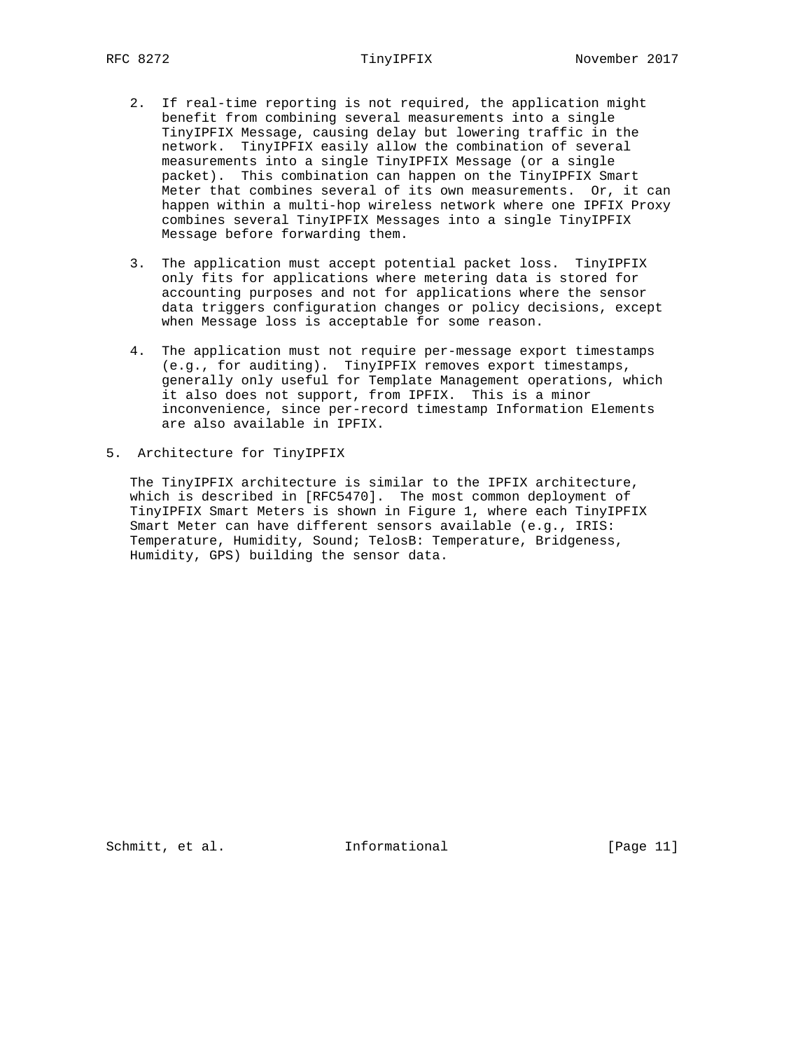2. If real-time reporting is not required, the application might benefit from combining several measurements into a single TinyIPFIX Message, causing delay but lowering traffic in the network. TinyIPFIX easily allow the combination of several measurements into a single TinyIPFIX Message (or a single packet). This combination can happen on the TinyIPFIX Smart Meter that combines several of its own measurements. Or, it can happen within a multi-hop wireless network where one IPFIX Proxy combines several TinyIPFIX Messages into a single TinyIPFIX Message before forwarding them.

3. The application must accept potential packet loss. TinyIPFIX only fits for applications where metering data is stored for accounting purposes and not for applications where the sensor data triggers configuration changes or policy decisions, except when Message loss is acceptable for some reason.

4. The application must not require per-message export timestamps (e.g., for auditing). TinyIPFIX removes export timestamps, generally only useful for Template Management operations, which it also does not support, from IPFIX. This is a minor inconvenience, since per-record timestamp Information Elements are also available in IPFIX.

## 5. Architecture for TinyIPFIX

The TinyIPFIX architecture is similar to the IPFIX architecture, which is described in [RFC5470]. The most common deployment of TinyIPFIX Smart Meters is shown in Figure 1, where each TinyIPFIX Smart Meter can have different sensors available (e.g., IRIS: Temperature, Humidity, Sound; TelosB: Temperature, Bridgeness, Humidity, GPS) building the sensor data.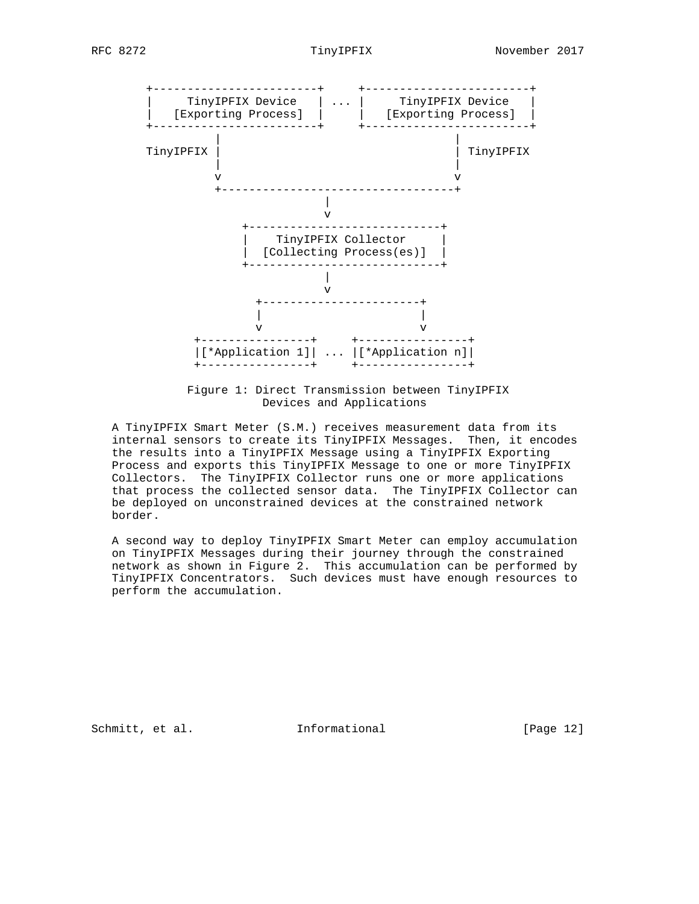```
   +------------------------+     +------------------------+
   |     TinyIPFIX Device   | ... |     TinyIPFIX Device   |
   |   [Exporting Process]  |     |   [Exporting Process]  |
   +------------------------+     +------------------------+
             |                                 |
   TinyIPFIX |                                 | TinyIPFIX
             |                                 |
             v                                 v
             +---------------------------------+
                             |
                             v
                +----------------------------+
                |    TinyIPFIX Collector     |
                |  [Collecting Process(es)]  |
                +----------------------------+
                             |
                             v
                  +-----------------------+
                  |                       |
                  v                       v
          +----------------+     +----------------+
          |[*Application 1]| ... |[*Application n]|
          +----------------+     +----------------+
```

Figure 1: Direct Transmission between TinyIPFIX Devices and Applications

A TinyIPFIX Smart Meter (S.M.) receives measurement data from its internal sensors to create its TinyIPFIX Messages. Then, it encodes the results into a TinyIPFIX Message using a TinyIPFIX Exporting Process and exports this TinyIPFIX Message to one or more TinyIPFIX Collectors. The TinyIPFIX Collector runs one or more applications that process the collected sensor data. The TinyIPFIX Collector can be deployed on unconstrained devices at the constrained network border.

A second way to deploy TinyIPFIX Smart Meter can employ accumulation on TinyIPFIX Messages during their journey through the constrained network as shown in Figure 2. This accumulation can be performed by TinyIPFIX Concentrators. Such devices must have enough resources to perform the accumulation.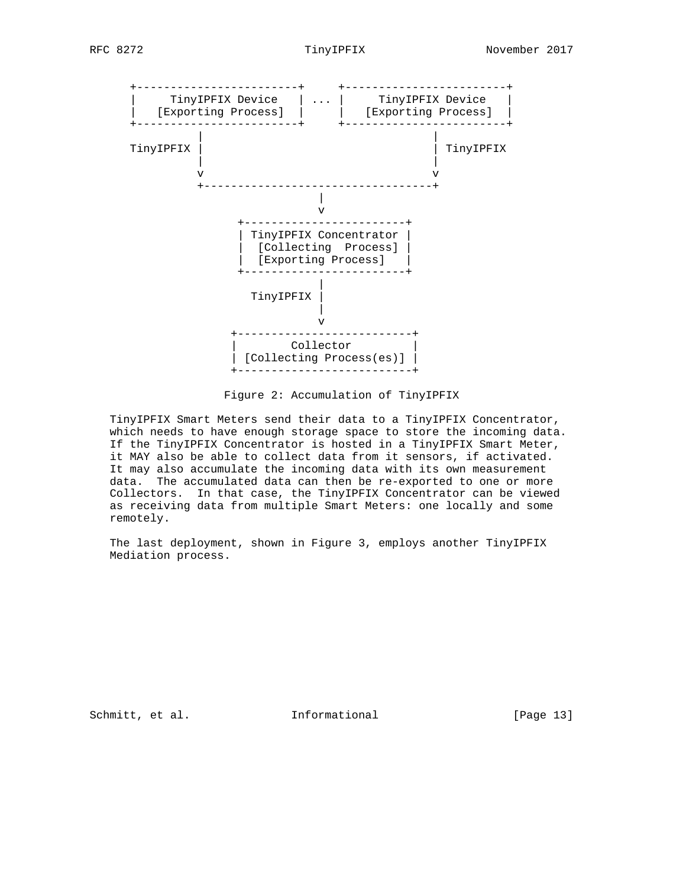```
      +------------------------+     +------------------------+
      |     TinyIPFIX Device   | ... |     TinyIPFIX Device   |
      |   [Exporting Process]  |     |   [Exporting Process]  |
      +------------------------+     +------------------------+
                |                                  |
      TinyIPFIX |                                  | TinyIPFIX
                |                                  |
                v                                  v
                +----------------------------------+
                                 |
                                 v
                   +------------------------+
                   | TinyIPFIX Concentrator |
                   |  [Collecting  Process] |
                   |  [Exporting Process]   |
                   +------------------------+
                                 |
                       TinyIPFIX |
                                 |
                                 v
                  +--------------------------+
                  |        Collector         |
                  | [Collecting Process(es)] |
                  +--------------------------+
```

Figure 2: Accumulation of TinyIPFIX

TinyIPFIX Smart Meters send their data to a TinyIPFIX Concentrator, which needs to have enough storage space to store the incoming data. If the TinyIPFIX Concentrator is hosted in a TinyIPFIX Smart Meter, it MAY also be able to collect data from it sensors, if activated. It may also accumulate the incoming data with its own measurement data. The accumulated data can then be re-exported to one or more Collectors. In that case, the TinyIPFIX Concentrator can be viewed as receiving data from multiple Smart Meters: one locally and some remotely.

The last deployment, shown in Figure 3, employs another TinyIPFIX Mediation process.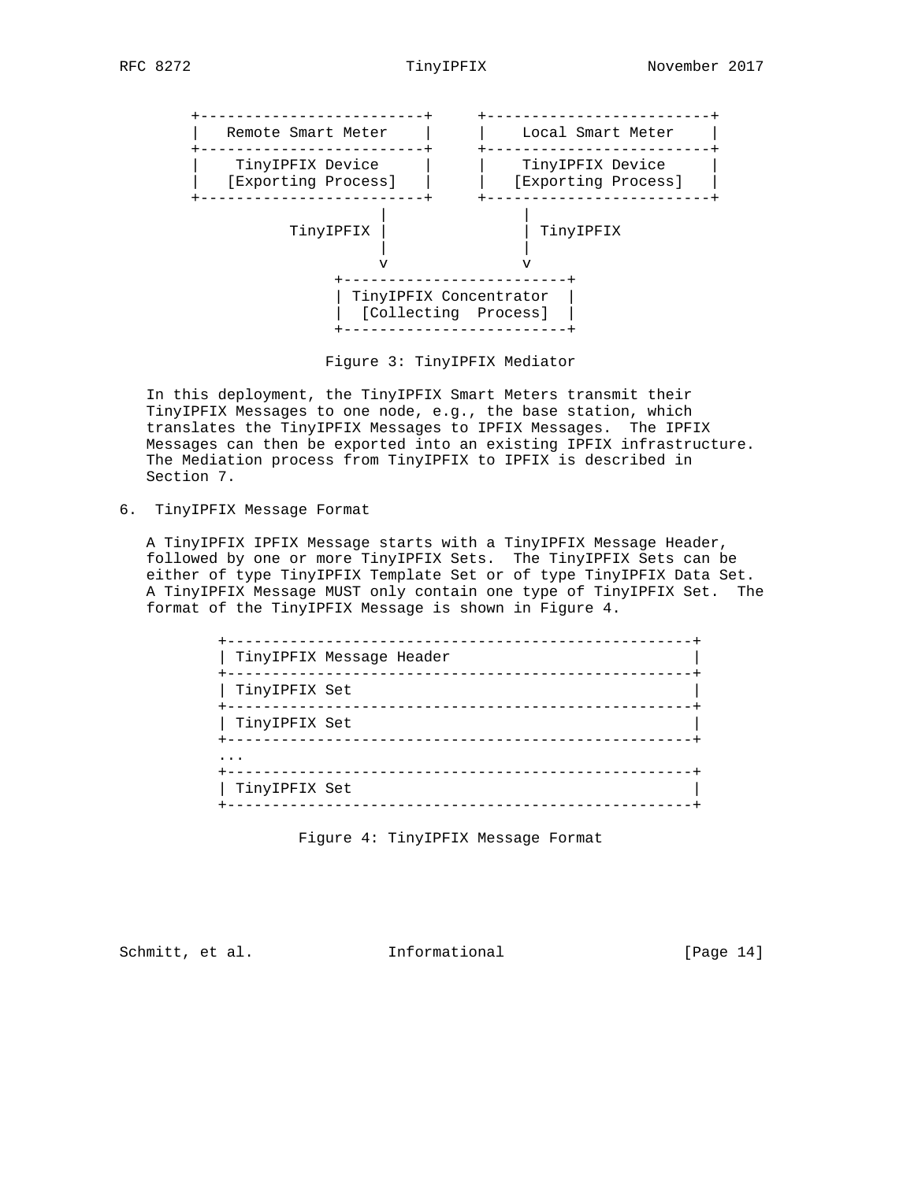```
    +------------------------+     +------------------------+
    |   Remote Smart Meter   |     |    Local Smart Meter   |
    +------------------------+     +------------------------+
    |    TinyIPFIX Device    |     |    TinyIPFIX Device    |
    |   [Exporting Process]  |     |   [Exporting Process]  |
    +------------------------+     +------------------------+
                  |                   |
        TinyIPFIX |                   | TinyIPFIX
                  |                   |
                  v                   v
               +------------------------+
               | TinyIPFIX Concentrator |
               |  [Collecting  Process] |
               +------------------------+
```

Figure 3: TinyIPFIX Mediator

In this deployment, the TinyIPFIX Smart Meters transmit their TinyIPFIX Messages to one node, e.g., the base station, which translates the TinyIPFIX Messages to IPFIX Messages. The IPFIX Messages can then be exported into an existing IPFIX infrastructure. The Mediation process from TinyIPFIX to IPFIX is described in Section 7.

## 6. TinyIPFIX Message Format

A TinyIPFIX IPFIX Message starts with a TinyIPFIX Message Header, followed by one or more TinyIPFIX Sets. The TinyIPFIX Sets can be either of type TinyIPFIX Template Set or of type TinyIPFIX Data Set. A TinyIPFIX Message MUST only contain one type of TinyIPFIX Set. The format of the TinyIPFIX Message is shown in Figure 4.

```
    +----------------------------------------------------+
    | TinyIPFIX Message Header                           |
    +----------------------------------------------------+
    | TinyIPFIX Set                                      |
    +----------------------------------------------------+
    | TinyIPFIX Set                                      |
    +----------------------------------------------------+
    ...
    +----------------------------------------------------+
    | TinyIPFIX Set                                      |
    +----------------------------------------------------+
```

Figure 4: TinyIPFIX Message Format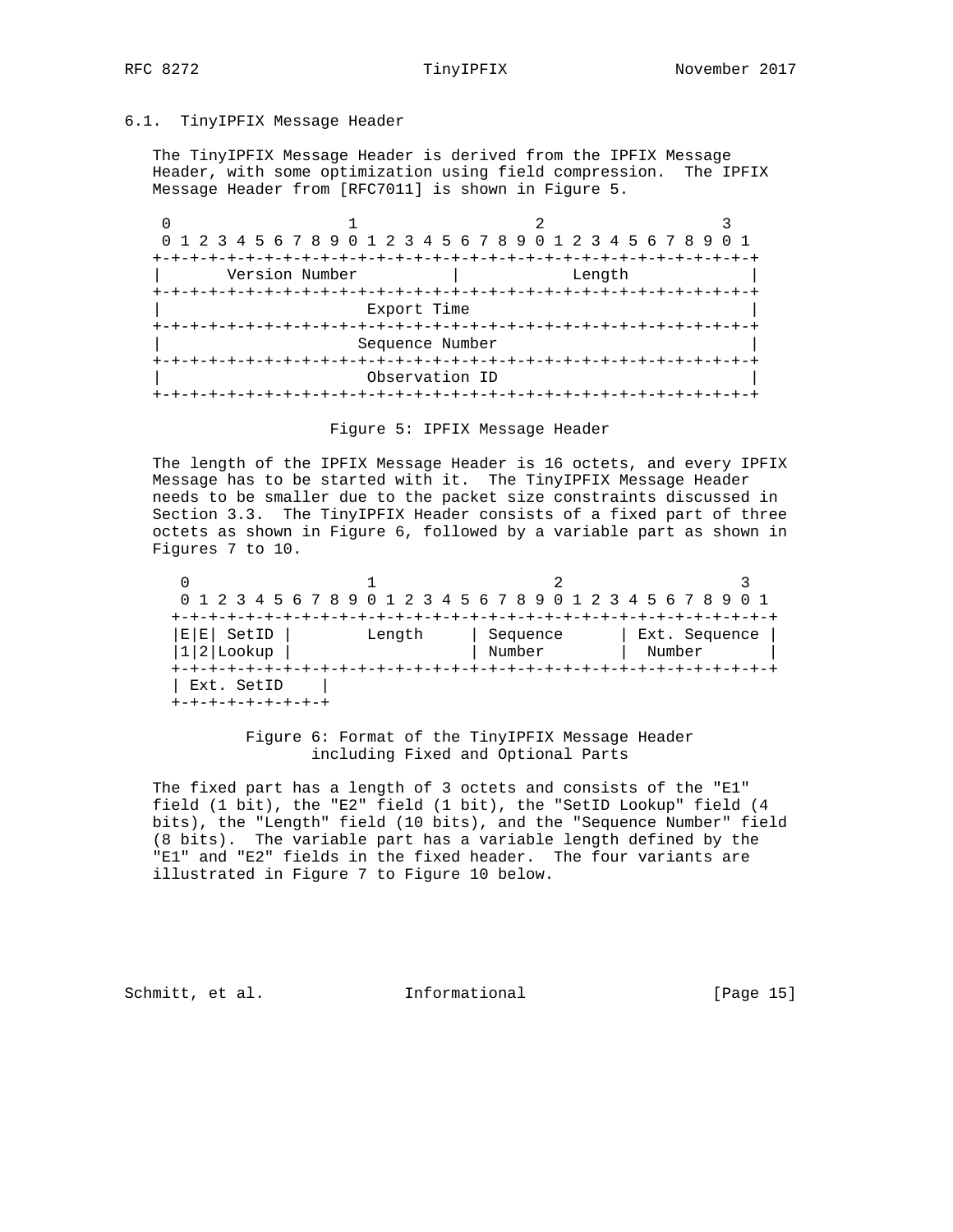### 6.1. TinyIPFIX Message Header

The TinyIPFIX Message Header is derived from the IPFIX Message Header, with some optimization using field compression. The IPFIX Message Header from [RFC7011] is shown in Figure 5.

```
 0                   1                   2                   3
 0 1 2 3 4 5 6 7 8 9 0 1 2 3 4 5 6 7 8 9 0 1 2 3 4 5 6 7 8 9 0 1
+-+-+-+-+-+-+-+-+-+-+-+-+-+-+-+-+-+-+-+-+-+-+-+-+-+-+-+-+-+-+-+-+
|       Version Number          |            Length             |
+-+-+-+-+-+-+-+-+-+-+-+-+-+-+-+-+-+-+-+-+-+-+-+-+-+-+-+-+-+-+-+-+
|                           Export Time                         |
+-+-+-+-+-+-+-+-+-+-+-+-+-+-+-+-+-+-+-+-+-+-+-+-+-+-+-+-+-+-+-+-+
|                       Sequence Number                         |
+-+-+-+-+-+-+-+-+-+-+-+-+-+-+-+-+-+-+-+-+-+-+-+-+-+-+-+-+-+-+-+-+
|                        Observation ID                         |
+-+-+-+-+-+-+-+-+-+-+-+-+-+-+-+-+-+-+-+-+-+-+-+-+-+-+-+-+-+-+-+-+
```

Figure 5: IPFIX Message Header

The length of the IPFIX Message Header is 16 octets, and every IPFIX Message has to be started with it. The TinyIPFIX Message Header needs to be smaller due to the packet size constraints discussed in Section 3.3. The TinyIPFIX Header consists of a fixed part of three octets as shown in Figure 6, followed by a variable part as shown in Figures 7 to 10.

```
  0                   1                   2                   3
  0 1 2 3 4 5 6 7 8 9 0 1 2 3 4 5 6 7 8 9 0 1 2 3 4 5 6 7 8 9 0 1
 +-+-+-+-+-+-+-+-+-+-+-+-+-+-+-+-+-+-+-+-+-+-+-+-+-+-+-+-+-+-+-+-+
 |E|E| SetID |        Length     | Sequence      | Ext. Sequence |
 |1|2|Lookup |                   | Number        |  Number       |
 +-+-+-+-+-+-+-+-+-+-+-+-+-+-+-+-+-+-+-+-+-+-+-+-+-+-+-+-+-+-+-+-+
 | Ext. SetID    |
 +-+-+-+-+-+-+-+-+
```

Figure 6: Format of the TinyIPFIX Message Header including Fixed and Optional Parts

The fixed part has a length of 3 octets and consists of the "E1" field (1 bit), the "E2" field (1 bit), the "SetID Lookup" field (4 bits), the "Length" field (10 bits), and the "Sequence Number" field (8 bits). The variable part has a variable length defined by the "E1" and "E2" fields in the fixed header. The four variants are illustrated in Figure 7 to Figure 10 below.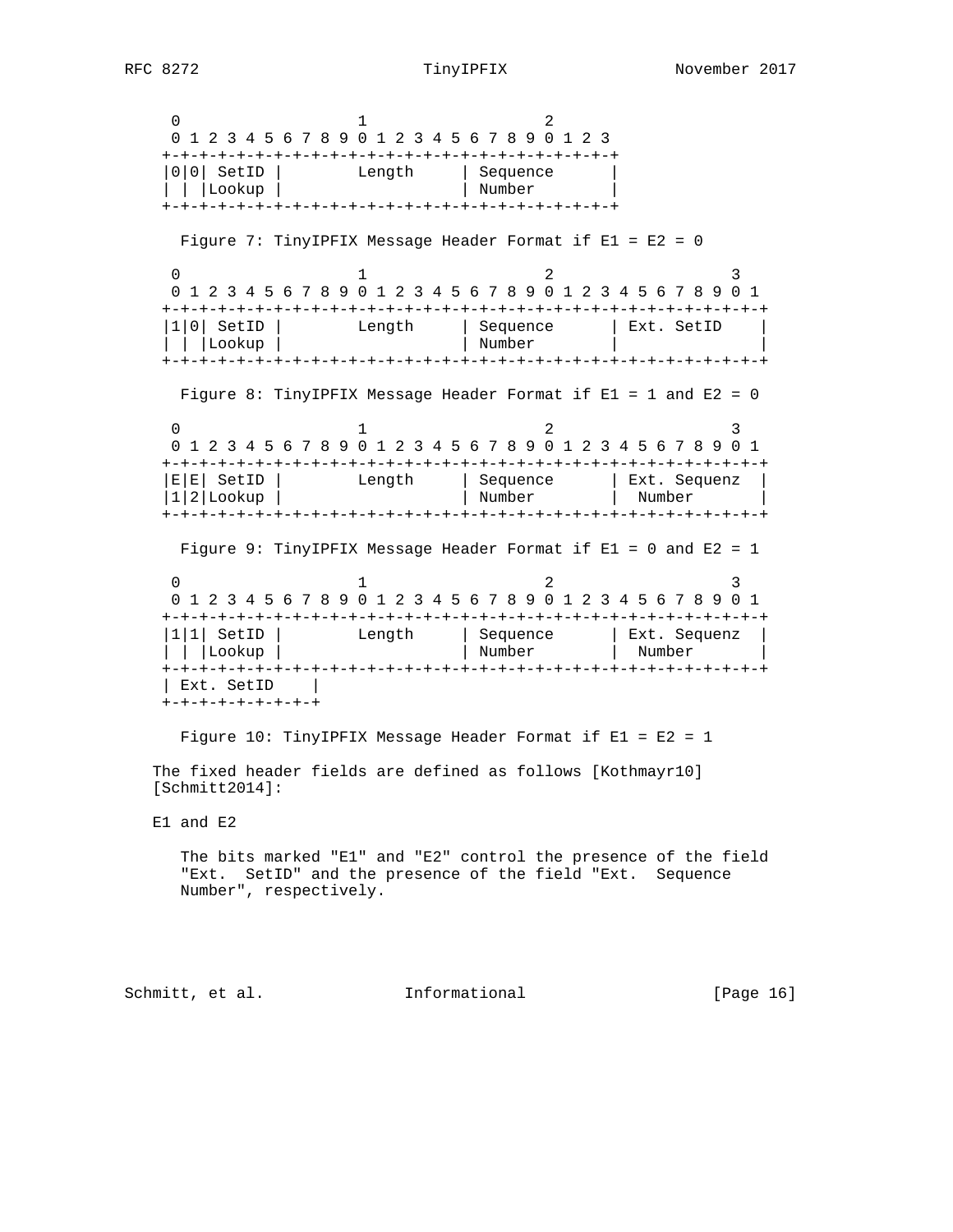```
 0                   1                   2
 0 1 2 3 4 5 6 7 8 9 0 1 2 3 4 5 6 7 8 9 0 1 2 3
+-+-+-+-+-+-+-+-+-+-+-+-+-+-+-+-+-+-+-+-+-+-+-+-+
|0|0| SetID |        Length     | Sequence      |
| | |Lookup |                   | Number        |
+-+-+-+-+-+-+-+-+-+-+-+-+-+-+-+-+-+-+-+-+-+-+-+-+
```

Figure 7: TinyIPFIX Message Header Format if E1 = E2 = 0

```
 0                   1                   2                   3
 0 1 2 3 4 5 6 7 8 9 0 1 2 3 4 5 6 7 8 9 0 1 2 3 4 5 6 7 8 9 0 1
+-+-+-+-+-+-+-+-+-+-+-+-+-+-+-+-+-+-+-+-+-+-+-+-+-+-+-+-+-+-+-+-+
|1|0| SetID |        Length     | Sequence      | Ext. SetID    |
| | |Lookup |                   | Number        |               |
+-+-+-+-+-+-+-+-+-+-+-+-+-+-+-+-+-+-+-+-+-+-+-+-+-+-+-+-+-+-+-+-+
```

Figure 8: TinyIPFIX Message Header Format if E1 = 1 and E2 = 0

```
 0                   1                   2                   3
 0 1 2 3 4 5 6 7 8 9 0 1 2 3 4 5 6 7 8 9 0 1 2 3 4 5 6 7 8 9 0 1
+-+-+-+-+-+-+-+-+-+-+-+-+-+-+-+-+-+-+-+-+-+-+-+-+-+-+-+-+-+-+-+-+
|E|E| SetID |        Length     | Sequence      | Ext. Sequenz  |
|1|2|Lookup |                   | Number        |  Number       |
+-+-+-+-+-+-+-+-+-+-+-+-+-+-+-+-+-+-+-+-+-+-+-+-+-+-+-+-+-+-+-+-+
```

Figure 9: TinyIPFIX Message Header Format if E1 = 0 and E2 = 1

```
 0                   1                   2                   3
 0 1 2 3 4 5 6 7 8 9 0 1 2 3 4 5 6 7 8 9 0 1 2 3 4 5 6 7 8 9 0 1
+-+-+-+-+-+-+-+-+-+-+-+-+-+-+-+-+-+-+-+-+-+-+-+-+-+-+-+-+-+-+-+-+
|1|1| SetID |        Length     | Sequence      | Ext. Sequenz  |
| | |Lookup |                   | Number        |  Number       |
+-+-+-+-+-+-+-+-+-+-+-+-+-+-+-+-+-+-+-+-+-+-+-+-+-+-+-+-+-+-+-+-+
| Ext. SetID    |
+-+-+-+-+-+-+-+-+
```

Figure 10: TinyIPFIX Message Header Format if E1 = E2 = 1

The fixed header fields are defined as follows [Kothmayr10] [Schmitt2014]:

E1 and E2

The bits marked "E1" and "E2" control the presence of the field "Ext. SetID" and the presence of the field "Ext. Sequence Number", respectively.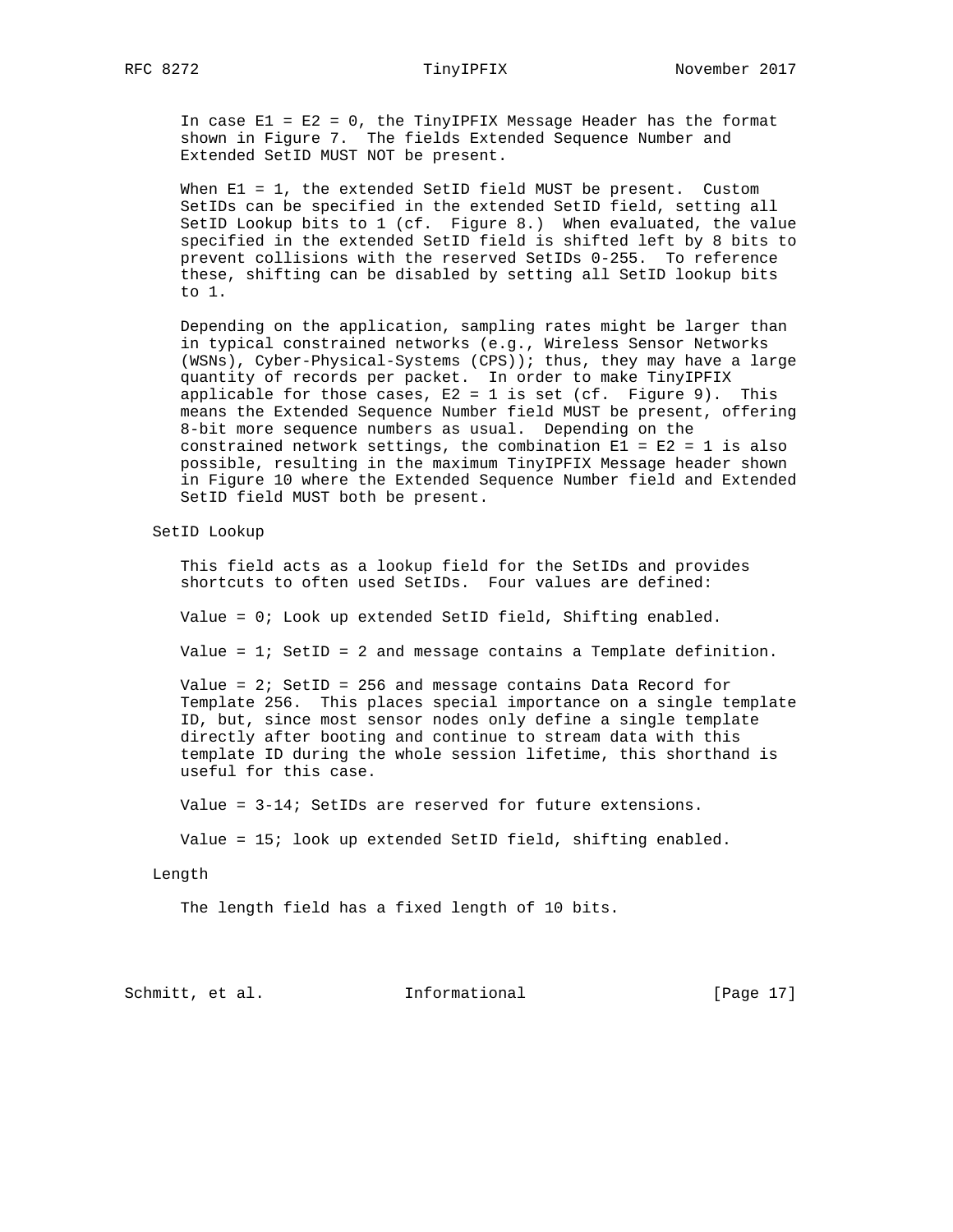In case E1 = E2 = 0, the TinyIPFIX Message Header has the format shown in Figure 7. The fields Extended Sequence Number and Extended SetID MUST NOT be present.

When E1 = 1, the extended SetID field MUST be present. Custom SetIDs can be specified in the extended SetID field, setting all SetID Lookup bits to 1 (cf. Figure 8.) When evaluated, the value specified in the extended SetID field is shifted left by 8 bits to prevent collisions with the reserved SetIDs 0-255. To reference these, shifting can be disabled by setting all SetID lookup bits to 1.

Depending on the application, sampling rates might be larger than in typical constrained networks (e.g., Wireless Sensor Networks (WSNs), Cyber-Physical-Systems (CPS)); thus, they may have a large quantity of records per packet. In order to make TinyIPFIX applicable for those cases, E2 = 1 is set (cf. Figure 9). This means the Extended Sequence Number field MUST be present, offering 8-bit more sequence numbers as usual. Depending on the constrained network settings, the combination E1 = E2 = 1 is also possible, resulting in the maximum TinyIPFIX Message header shown in Figure 10 where the Extended Sequence Number field and Extended SetID field MUST both be present.

SetID Lookup

This field acts as a lookup field for the SetIDs and provides shortcuts to often used SetIDs. Four values are defined:

Value = 0; Look up extended SetID field, Shifting enabled.

Value = 1; SetID = 2 and message contains a Template definition.

Value = 2; SetID = 256 and message contains Data Record for Template 256. This places special importance on a single template ID, but, since most sensor nodes only define a single template directly after booting and continue to stream data with this template ID during the whole session lifetime, this shorthand is useful for this case.

Value = 3-14; SetIDs are reserved for future extensions.

Value = 15; look up extended SetID field, shifting enabled.

Length

The length field has a fixed length of 10 bits.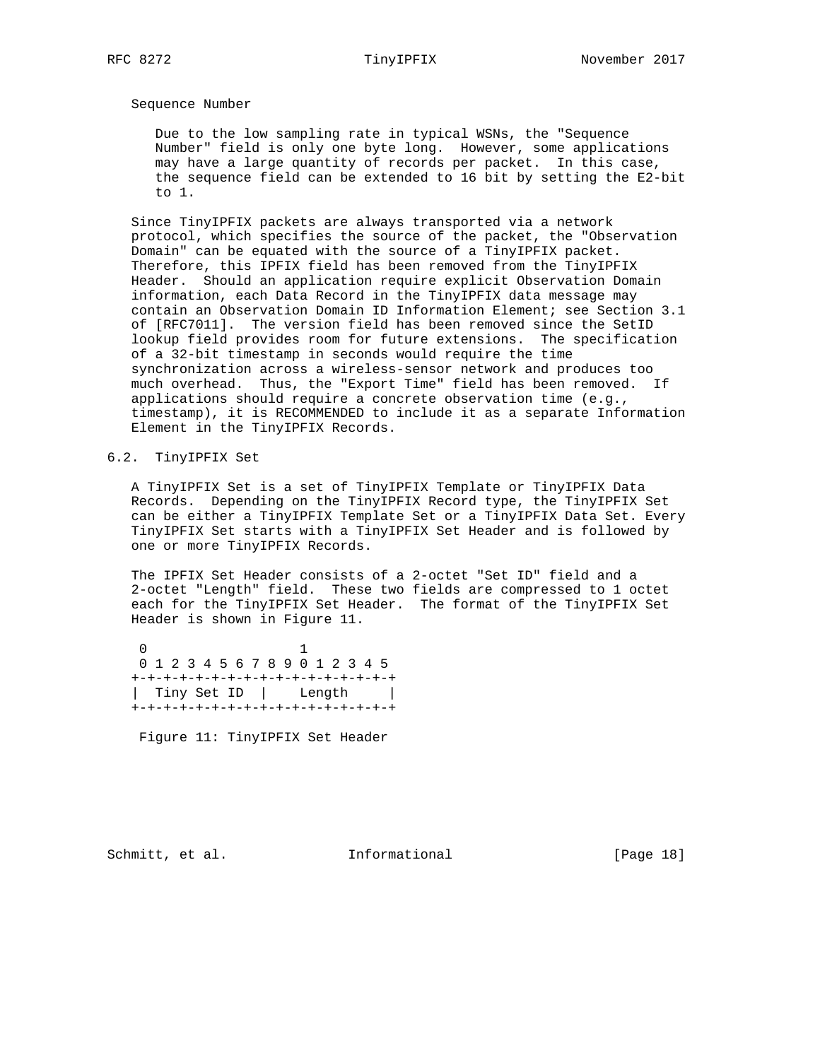Sequence Number

Due to the low sampling rate in typical WSNs, the "Sequence Number" field is only one byte long. However, some applications may have a large quantity of records per packet. In this case, the sequence field can be extended to 16 bit by setting the E2-bit to 1.

Since TinyIPFIX packets are always transported via a network protocol, which specifies the source of the packet, the "Observation Domain" can be equated with the source of a TinyIPFIX packet. Therefore, this IPFIX field has been removed from the TinyIPFIX Header. Should an application require explicit Observation Domain information, each Data Record in the TinyIPFIX data message may contain an Observation Domain ID Information Element; see Section 3.1 of [RFC7011]. The version field has been removed since the SetID lookup field provides room for future extensions. The specification of a 32-bit timestamp in seconds would require the time synchronization across a wireless-sensor network and produces too much overhead. Thus, the "Export Time" field has been removed. If applications should require a concrete observation time (e.g., timestamp), it is RECOMMENDED to include it as a separate Information Element in the TinyIPFIX Records.

## 6.2. TinyIPFIX Set

A TinyIPFIX Set is a set of TinyIPFIX Template or TinyIPFIX Data Records. Depending on the TinyIPFIX Record type, the TinyIPFIX Set can be either a TinyIPFIX Template Set or a TinyIPFIX Data Set. Every TinyIPFIX Set starts with a TinyIPFIX Set Header and is followed by one or more TinyIPFIX Records.

The IPFIX Set Header consists of a 2-octet "Set ID" field and a 2-octet "Length" field. These two fields are compressed to 1 octet each for the TinyIPFIX Set Header. The format of the TinyIPFIX Set Header is shown in Figure 11.

```
 0                   1
 0 1 2 3 4 5 6 7 8 9 0 1 2 3 4 5
+-+-+-+-+-+-+-+-+-+-+-+-+-+-+-+-+
|  Tiny Set ID  |    Length     |
+-+-+-+-+-+-+-+-+-+-+-+-+-+-+-+-+
```

Figure 11: TinyIPFIX Set Header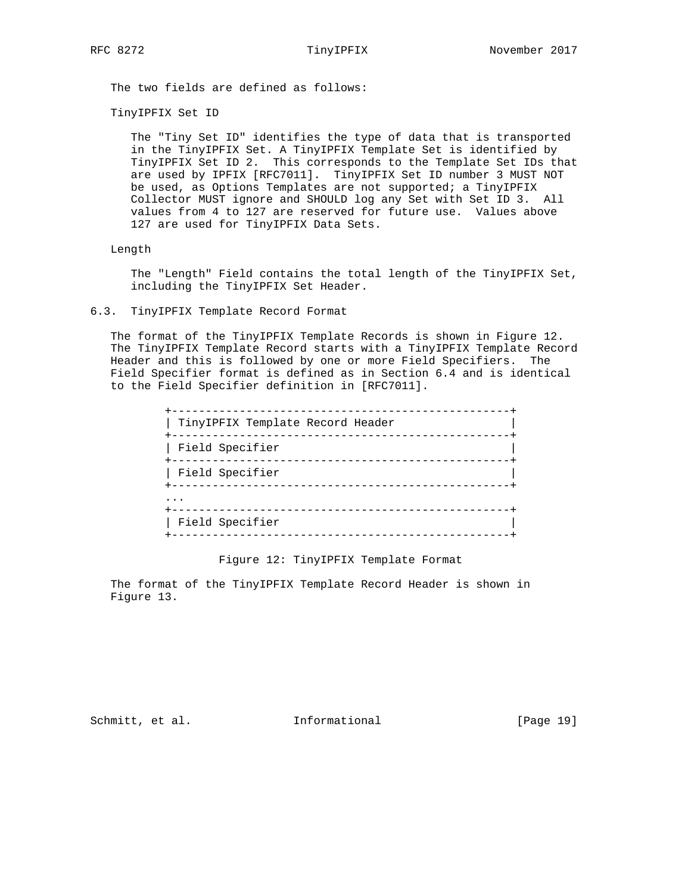The two fields are defined as follows:

TinyIPFIX Set ID

> The "Tiny Set ID" identifies the type of data that is transported in the TinyIPFIX Set. A TinyIPFIX Template Set is identified by TinyIPFIX Set ID 2. This corresponds to the Template Set IDs that are used by IPFIX [RFC7011]. TinyIPFIX Set ID number 3 MUST NOT be used, as Options Templates are not supported; a TinyIPFIX Collector MUST ignore and SHOULD log any Set with Set ID 3. All values from 4 to 127 are reserved for future use. Values above 127 are used for TinyIPFIX Data Sets.

Length

> The "Length" Field contains the total length of the TinyIPFIX Set, including the TinyIPFIX Set Header.

### 6.3. TinyIPFIX Template Record Format

The format of the TinyIPFIX Template Records is shown in Figure 12. The TinyIPFIX Template Record starts with a TinyIPFIX Template Record Header and this is followed by one or more Field Specifiers. The Field Specifier format is defined as in Section 6.4 and is identical to the Field Specifier definition in [RFC7011].

```
+--------------------------------------------------+
| TinyIPFIX Template Record Header                 |
+--------------------------------------------------+
| Field Specifier                                  |
+--------------------------------------------------+
| Field Specifier                                  |
+--------------------------------------------------+
...
+--------------------------------------------------+
| Field Specifier                                  |
+--------------------------------------------------+
```

Figure 12: TinyIPFIX Template Format

The format of the TinyIPFIX Template Record Header is shown in Figure 13.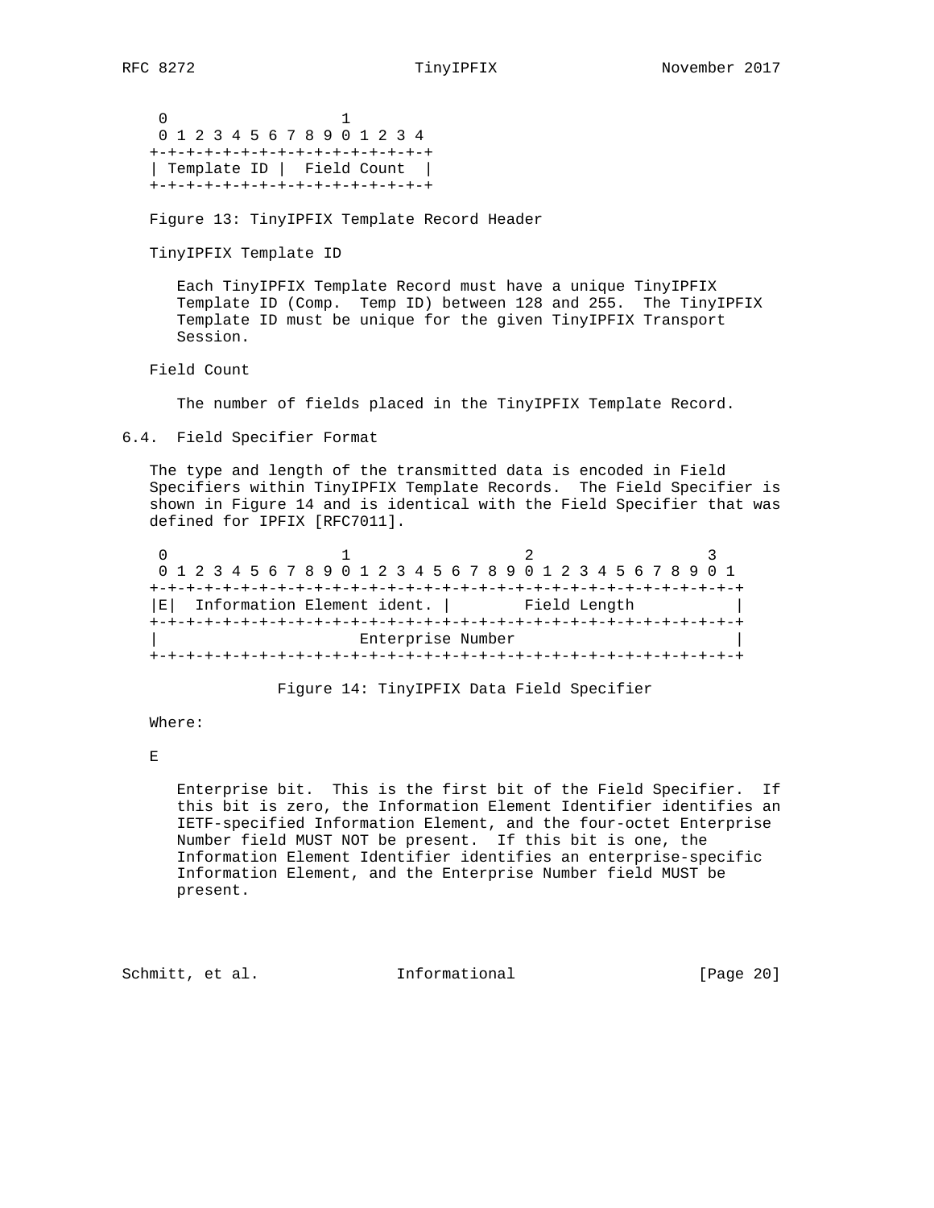```
 0                   1
 0 1 2 3 4 5 6 7 8 9 0 1 2 3 4
+-+-+-+-+-+-+-+-+-+-+-+-+-+-+-+
| Template ID |  Field Count  |
+-+-+-+-+-+-+-+-+-+-+-+-+-+-+-+
```

Figure 13: TinyIPFIX Template Record Header

TinyIPFIX Template ID

Each TinyIPFIX Template Record must have a unique TinyIPFIX Template ID (Comp. Temp ID) between 128 and 255. The TinyIPFIX Template ID must be unique for the given TinyIPFIX Transport Session.

Field Count

The number of fields placed in the TinyIPFIX Template Record.

## 6.4. Field Specifier Format

The type and length of the transmitted data is encoded in Field Specifiers within TinyIPFIX Template Records. The Field Specifier is shown in Figure 14 and is identical with the Field Specifier that was defined for IPFIX [RFC7011].

```
 0                   1                   2                   3
 0 1 2 3 4 5 6 7 8 9 0 1 2 3 4 5 6 7 8 9 0 1 2 3 4 5 6 7 8 9 0 1
+-+-+-+-+-+-+-+-+-+-+-+-+-+-+-+-+-+-+-+-+-+-+-+-+-+-+-+-+-+-+-+-+
|E|  Information Element ident. |        Field Length           |
+-+-+-+-+-+-+-+-+-+-+-+-+-+-+-+-+-+-+-+-+-+-+-+-+-+-+-+-+-+-+-+-+
|                      Enterprise Number                        |
+-+-+-+-+-+-+-+-+-+-+-+-+-+-+-+-+-+-+-+-+-+-+-+-+-+-+-+-+-+-+-+-+
```

Figure 14: TinyIPFIX Data Field Specifier

Where:

E

Enterprise bit. This is the first bit of the Field Specifier. If this bit is zero, the Information Element Identifier identifies an IETF-specified Information Element, and the four-octet Enterprise Number field MUST NOT be present. If this bit is one, the Information Element Identifier identifies an enterprise-specific Information Element, and the Enterprise Number field MUST be present.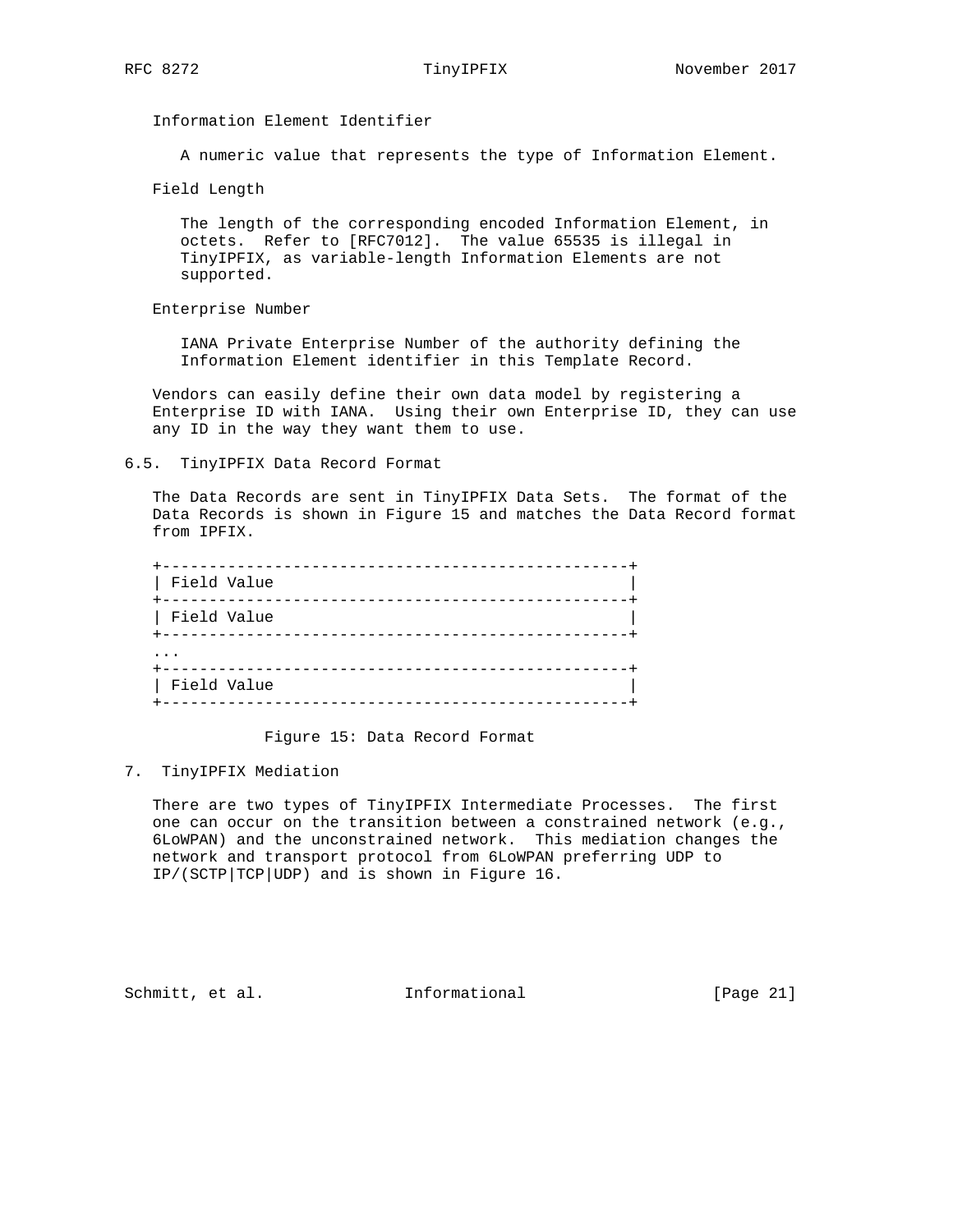Information Element Identifier

A numeric value that represents the type of Information Element.

Field Length

The length of the corresponding encoded Information Element, in octets. Refer to [RFC7012]. The value 65535 is illegal in TinyIPFIX, as variable-length Information Elements are not supported.

Enterprise Number

IANA Private Enterprise Number of the authority defining the Information Element identifier in this Template Record.

Vendors can easily define their own data model by registering a Enterprise ID with IANA. Using their own Enterprise ID, they can use any ID in the way they want them to use.

## 6.5. TinyIPFIX Data Record Format

The Data Records are sent in TinyIPFIX Data Sets. The format of the Data Records is shown in Figure 15 and matches the Data Record format from IPFIX.

```
+--------------------------------------------------+
| Field Value                                      |
+--------------------------------------------------+
| Field Value                                      |
+--------------------------------------------------+
...
+--------------------------------------------------+
| Field Value                                      |
+--------------------------------------------------+
```

Figure 15: Data Record Format

## 7. TinyIPFIX Mediation

There are two types of TinyIPFIX Intermediate Processes. The first one can occur on the transition between a constrained network (e.g., 6LoWPAN) and the unconstrained network. This mediation changes the network and transport protocol from 6LoWPAN preferring UDP to IP/(SCTP|TCP|UDP) and is shown in Figure 16.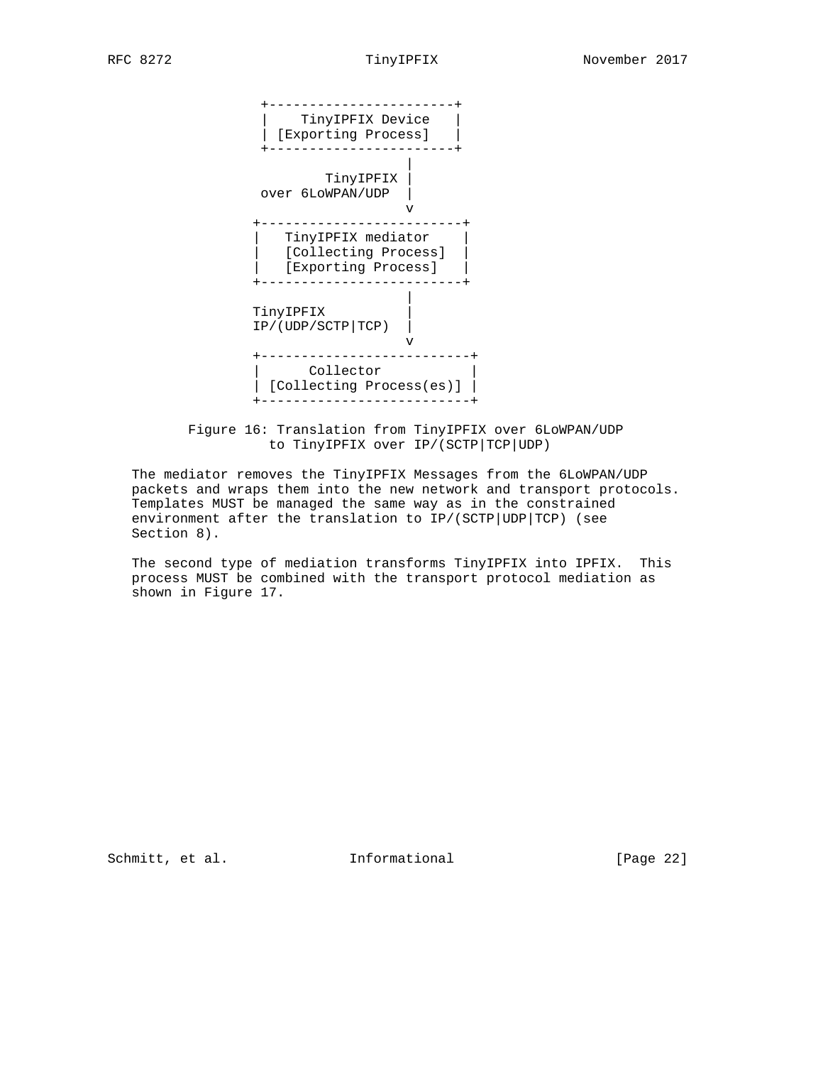```
                 +------------------------+
                 |    TinyIPFIX Device    |
                 | [Exporting Process]    |
                 +------------------------+
                                    |
                          TinyIPFIX |
                 over 6LoWPAN/UDP   |
                                    v
               +-------------------------+
               |   TinyIPFIX mediator    |
               |   [Collecting Process]  |
               |   [Exporting Process]   |
               +-------------------------+
                                    |
               TinyIPFIX            |
               IP/(UDP/SCTP|TCP)    |
                                    v
               +--------------------------+
               |      Collector           |
               | [Collecting Process(es)] |
               +--------------------------+
```

Figure 16: Translation from TinyIPFIX over 6LoWPAN/UDP to TinyIPFIX over IP/(SCTP|TCP|UDP)

The mediator removes the TinyIPFIX Messages from the 6LoWPAN/UDP packets and wraps them into the new network and transport protocols. Templates MUST be managed the same way as in the constrained environment after the translation to IP/(SCTP|UDP|TCP) (see Section 8).

The second type of mediation transforms TinyIPFIX into IPFIX. This process MUST be combined with the transport protocol mediation as shown in Figure 17.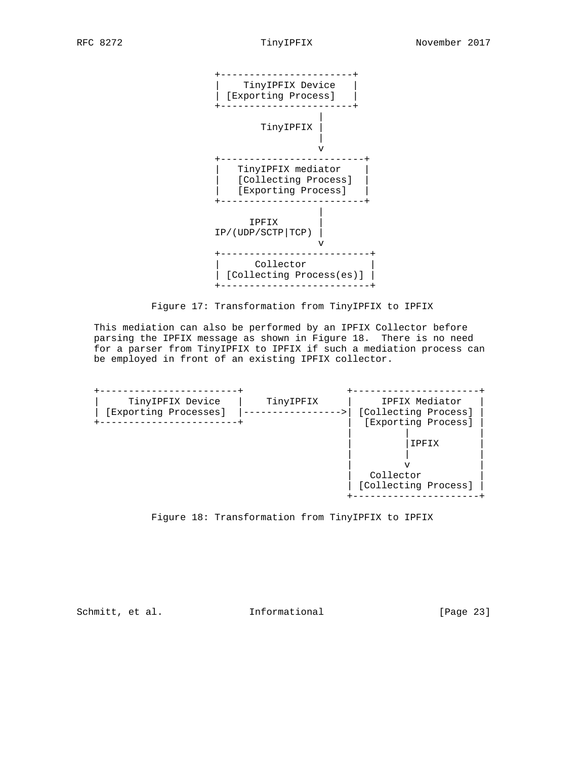```
                       +------------------------+
                       |    TinyIPFIX Device    |
                       | [Exporting Process]    |
                       +------------------------+
                                   |
                         TinyIPFIX |
                                   |
                                   v
                       +-------------------------+
                       |   TinyIPFIX mediator    |
                       |   [Collecting Process]  |
                       |   [Exporting Process]   |
                       +-------------------------+
                                   |
                           IPFIX   |
                       IP/(UDP/SCTP|TCP) |
                                   v
                       +--------------------------+
                       |      Collector           |
                       | [Collecting Process(es)] |
                       +--------------------------+
```

Figure 17: Transformation from TinyIPFIX to IPFIX

This mediation can also be performed by an IPFIX Collector before parsing the IPFIX message as shown in Figure 18. There is no need for a parser from TinyIPFIX to IPFIX if such a mediation process can be employed in front of an existing IPFIX collector.

```
   +------------------------+                 +----------------------+
   |    TinyIPFIX Device    |    TinyIPFIX    |     IPFIX Mediator   |
   | [Exporting Processes]  |----------------->| [Collecting Process] |
   +------------------------+                 |  [Exporting Process] |
                                              |         |            |
                                              |         |IPFIX       |
                                              |         |            |
                                              |         v            |
                                              |   Collector          |
                                              | [Collecting Process] |
                                              +----------------------+
```

Figure 18: Transformation from TinyIPFIX to IPFIX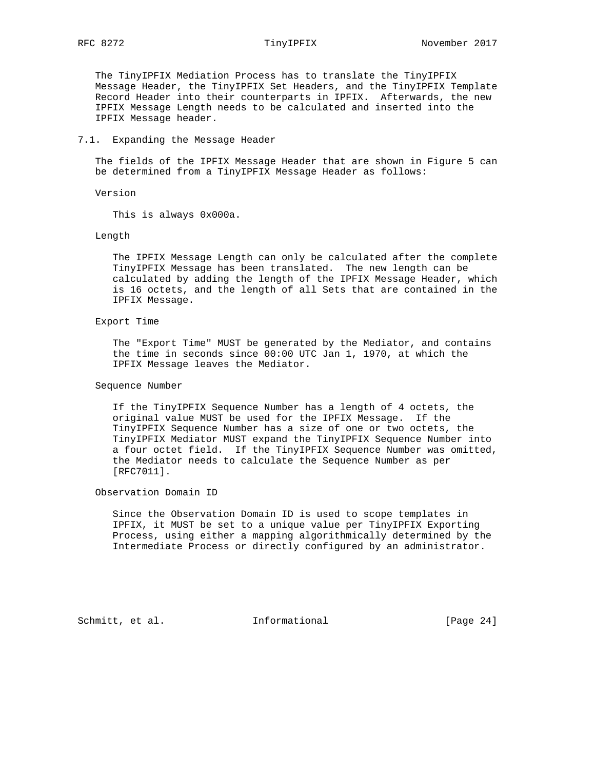The TinyIPFIX Mediation Process has to translate the TinyIPFIX Message Header, the TinyIPFIX Set Headers, and the TinyIPFIX Template Record Header into their counterparts in IPFIX. Afterwards, the new IPFIX Message Length needs to be calculated and inserted into the IPFIX Message header.

## 7.1. Expanding the Message Header

The fields of the IPFIX Message Header that are shown in Figure 5 can be determined from a TinyIPFIX Message Header as follows:

Version

This is always 0x000a.

Length

The IPFIX Message Length can only be calculated after the complete TinyIPFIX Message has been translated. The new length can be calculated by adding the length of the IPFIX Message Header, which is 16 octets, and the length of all Sets that are contained in the IPFIX Message.

Export Time

The "Export Time" MUST be generated by the Mediator, and contains the time in seconds since 00:00 UTC Jan 1, 1970, at which the IPFIX Message leaves the Mediator.

Sequence Number

If the TinyIPFIX Sequence Number has a length of 4 octets, the original value MUST be used for the IPFIX Message. If the TinyIPFIX Sequence Number has a size of one or two octets, the TinyIPFIX Mediator MUST expand the TinyIPFIX Sequence Number into a four octet field. If the TinyIPFIX Sequence Number was omitted, the Mediator needs to calculate the Sequence Number as per [RFC7011].

Observation Domain ID

Since the Observation Domain ID is used to scope templates in IPFIX, it MUST be set to a unique value per TinyIPFIX Exporting Process, using either a mapping algorithmically determined by the Intermediate Process or directly configured by an administrator.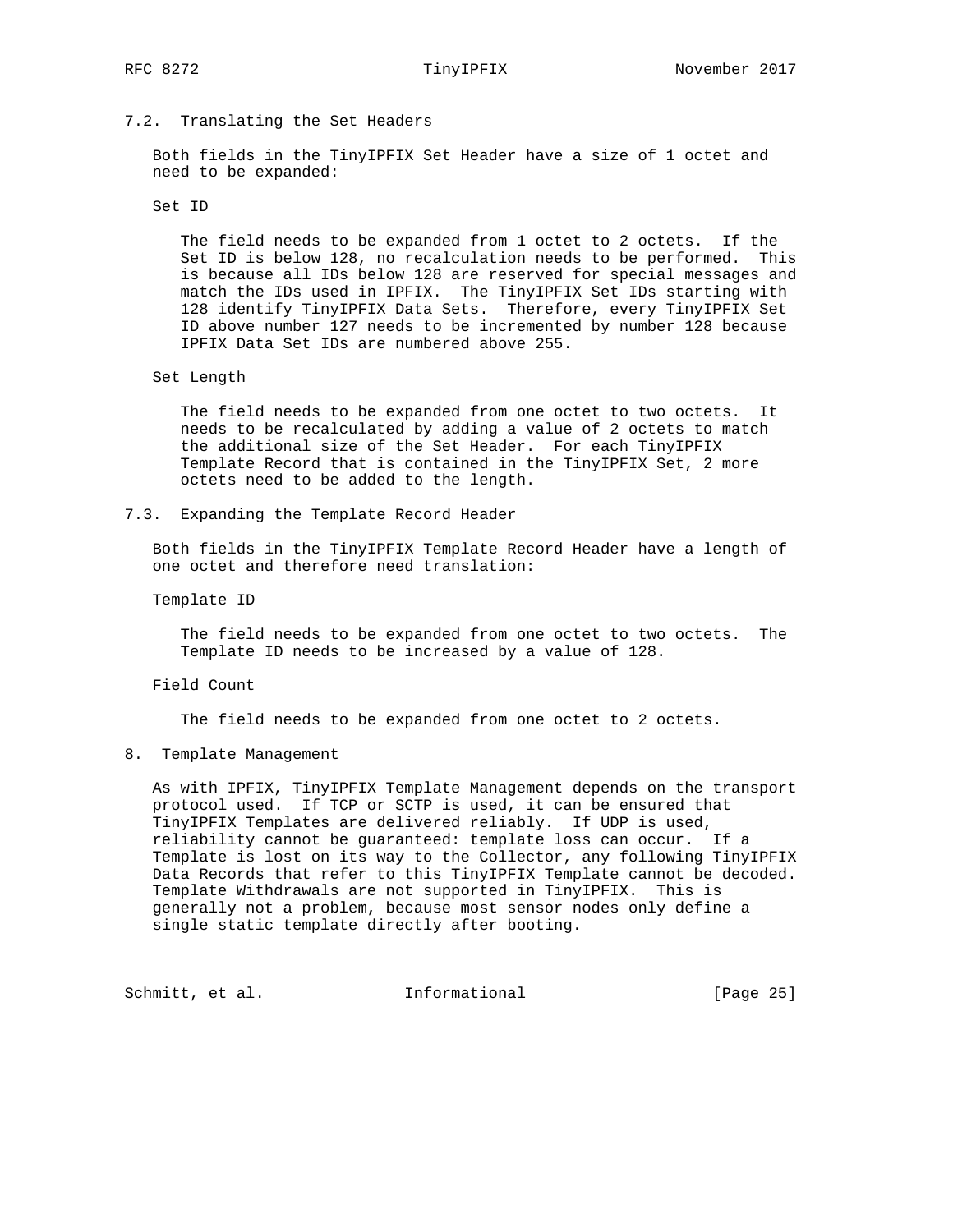### 7.2. Translating the Set Headers

Both fields in the TinyIPFIX Set Header have a size of 1 octet and need to be expanded:

Set ID

The field needs to be expanded from 1 octet to 2 octets. If the Set ID is below 128, no recalculation needs to be performed. This is because all IDs below 128 are reserved for special messages and match the IDs used in IPFIX. The TinyIPFIX Set IDs starting with 128 identify TinyIPFIX Data Sets. Therefore, every TinyIPFIX Set ID above number 127 needs to be incremented by number 128 because IPFIX Data Set IDs are numbered above 255.

Set Length

The field needs to be expanded from one octet to two octets. It needs to be recalculated by adding a value of 2 octets to match the additional size of the Set Header. For each TinyIPFIX Template Record that is contained in the TinyIPFIX Set, 2 more octets need to be added to the length.

### 7.3. Expanding the Template Record Header

Both fields in the TinyIPFIX Template Record Header have a length of one octet and therefore need translation:

Template ID

The field needs to be expanded from one octet to two octets. The Template ID needs to be increased by a value of 128.

Field Count

The field needs to be expanded from one octet to 2 octets.

## 8. Template Management

As with IPFIX, TinyIPFIX Template Management depends on the transport protocol used. If TCP or SCTP is used, it can be ensured that TinyIPFIX Templates are delivered reliably. If UDP is used, reliability cannot be guaranteed: template loss can occur. If a Template is lost on its way to the Collector, any following TinyIPFIX Data Records that refer to this TinyIPFIX Template cannot be decoded. Template Withdrawals are not supported in TinyIPFIX. This is generally not a problem, because most sensor nodes only define a single static template directly after booting.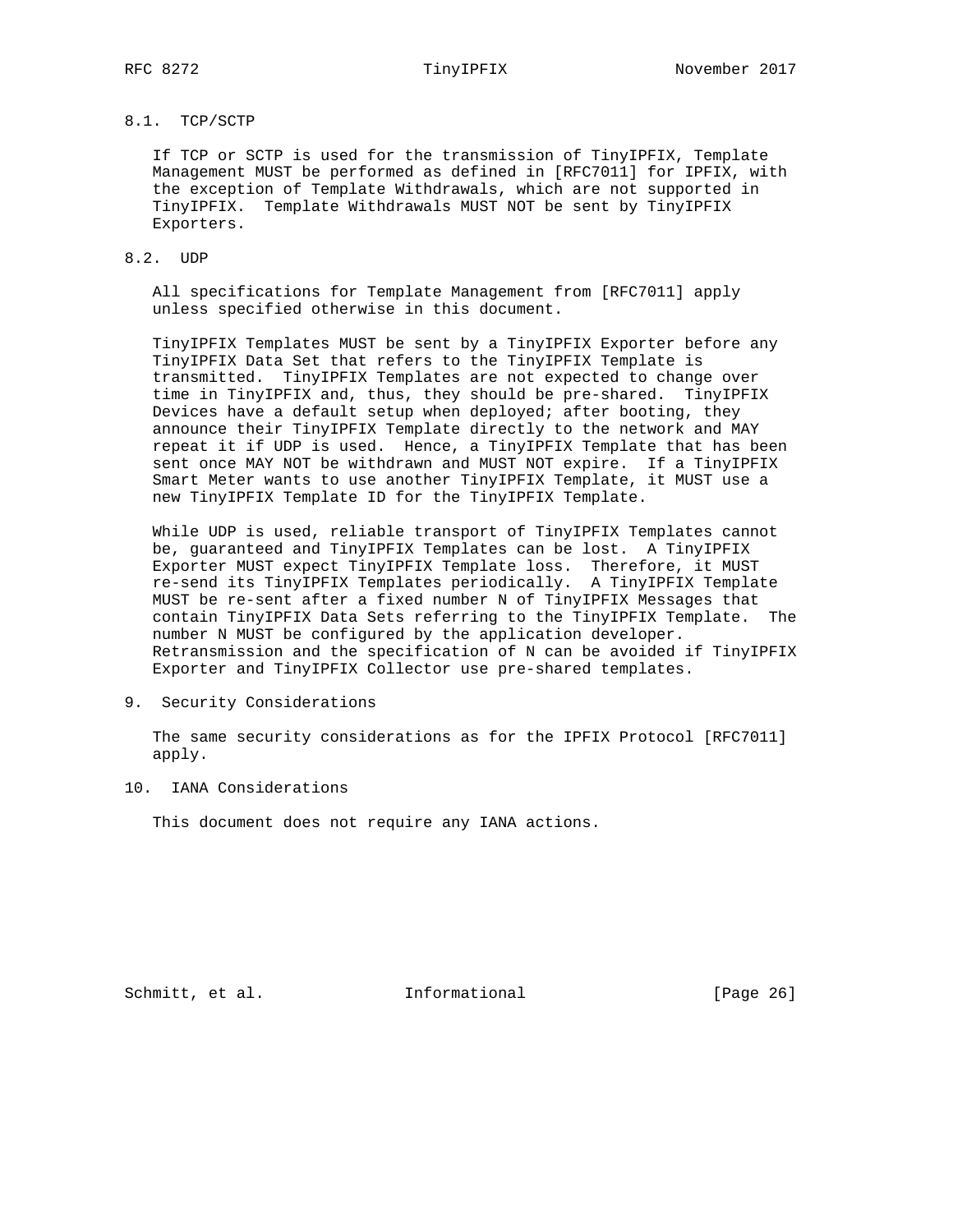### 8.1. TCP/SCTP

If TCP or SCTP is used for the transmission of TinyIPFIX, Template Management MUST be performed as defined in [RFC7011] for IPFIX, with the exception of Template Withdrawals, which are not supported in TinyIPFIX. Template Withdrawals MUST NOT be sent by TinyIPFIX Exporters.

### 8.2. UDP

All specifications for Template Management from [RFC7011] apply unless specified otherwise in this document.

TinyIPFIX Templates MUST be sent by a TinyIPFIX Exporter before any TinyIPFIX Data Set that refers to the TinyIPFIX Template is transmitted. TinyIPFIX Templates are not expected to change over time in TinyIPFIX and, thus, they should be pre-shared. TinyIPFIX Devices have a default setup when deployed; after booting, they announce their TinyIPFIX Template directly to the network and MAY repeat it if UDP is used. Hence, a TinyIPFIX Template that has been sent once MAY NOT be withdrawn and MUST NOT expire. If a TinyIPFIX Smart Meter wants to use another TinyIPFIX Template, it MUST use a new TinyIPFIX Template ID for the TinyIPFIX Template.

While UDP is used, reliable transport of TinyIPFIX Templates cannot be, guaranteed and TinyIPFIX Templates can be lost. A TinyIPFIX Exporter MUST expect TinyIPFIX Template loss. Therefore, it MUST re-send its TinyIPFIX Templates periodically. A TinyIPFIX Template MUST be re-sent after a fixed number N of TinyIPFIX Messages that contain TinyIPFIX Data Sets referring to the TinyIPFIX Template. The number N MUST be configured by the application developer. Retransmission and the specification of N can be avoided if TinyIPFIX Exporter and TinyIPFIX Collector use pre-shared templates.

## 9. Security Considerations

The same security considerations as for the IPFIX Protocol [RFC7011] apply.

## 10. IANA Considerations

This document does not require any IANA actions.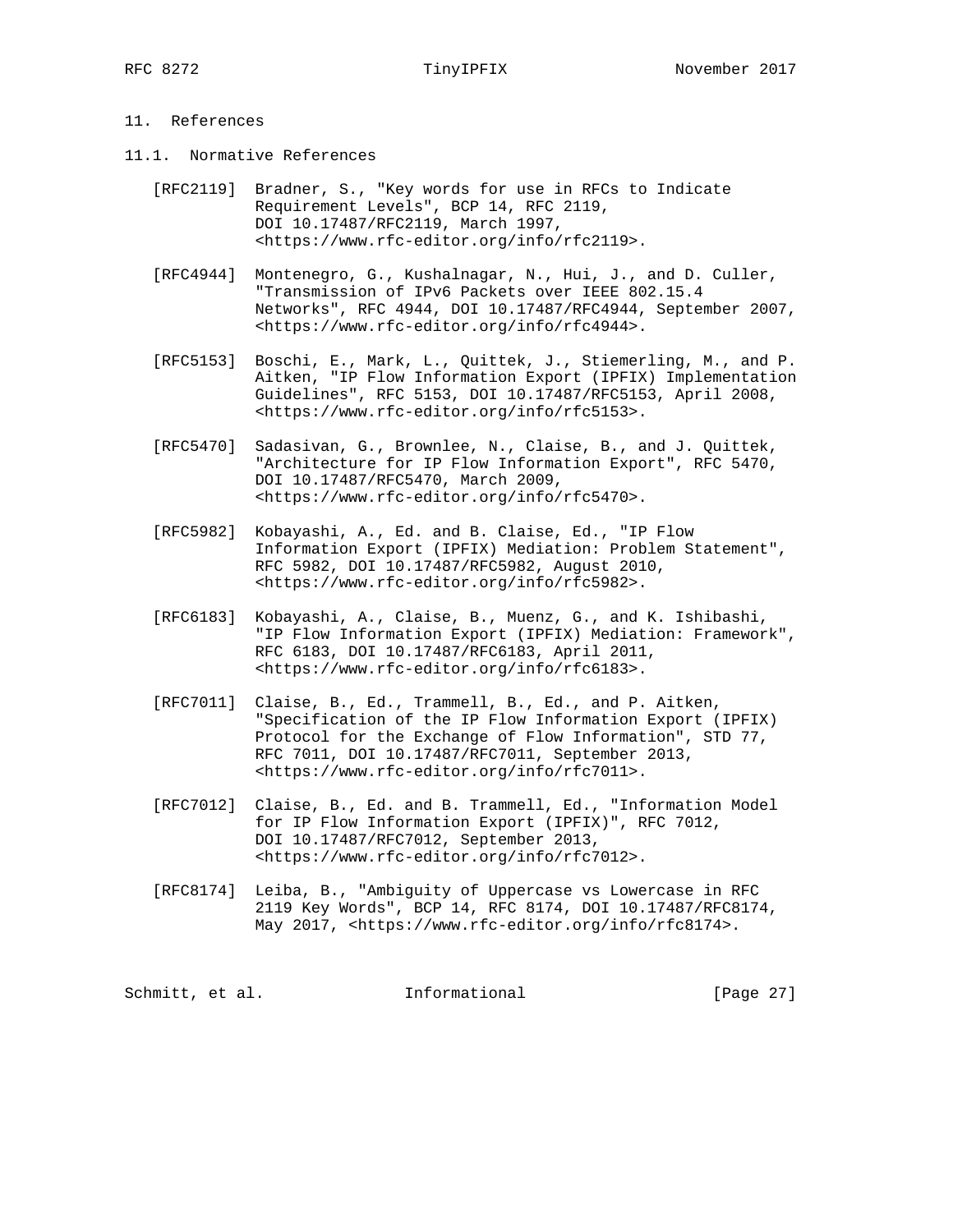# 11. References

## 11.1. Normative References

[RFC2119] Bradner, S., "Key words for use in RFCs to Indicate Requirement Levels", BCP 14, RFC 2119, DOI 10.17487/RFC2119, March 1997, <https://www.rfc-editor.org/info/rfc2119>.

[RFC4944] Montenegro, G., Kushalnagar, N., Hui, J., and D. Culler, "Transmission of IPv6 Packets over IEEE 802.15.4 Networks", RFC 4944, DOI 10.17487/RFC4944, September 2007, <https://www.rfc-editor.org/info/rfc4944>.

[RFC5153] Boschi, E., Mark, L., Quittek, J., Stiemerling, M., and P. Aitken, "IP Flow Information Export (IPFIX) Implementation Guidelines", RFC 5153, DOI 10.17487/RFC5153, April 2008, <https://www.rfc-editor.org/info/rfc5153>.

[RFC5470] Sadasivan, G., Brownlee, N., Claise, B., and J. Quittek, "Architecture for IP Flow Information Export", RFC 5470, DOI 10.17487/RFC5470, March 2009, <https://www.rfc-editor.org/info/rfc5470>.

[RFC5982] Kobayashi, A., Ed. and B. Claise, Ed., "IP Flow Information Export (IPFIX) Mediation: Problem Statement", RFC 5982, DOI 10.17487/RFC5982, August 2010, <https://www.rfc-editor.org/info/rfc5982>.

[RFC6183] Kobayashi, A., Claise, B., Muenz, G., and K. Ishibashi, "IP Flow Information Export (IPFIX) Mediation: Framework", RFC 6183, DOI 10.17487/RFC6183, April 2011, <https://www.rfc-editor.org/info/rfc6183>.

[RFC7011] Claise, B., Ed., Trammell, B., Ed., and P. Aitken, "Specification of the IP Flow Information Export (IPFIX) Protocol for the Exchange of Flow Information", STD 77, RFC 7011, DOI 10.17487/RFC7011, September 2013, <https://www.rfc-editor.org/info/rfc7011>.

[RFC7012] Claise, B., Ed. and B. Trammell, Ed., "Information Model for IP Flow Information Export (IPFIX)", RFC 7012, DOI 10.17487/RFC7012, September 2013, <https://www.rfc-editor.org/info/rfc7012>.

[RFC8174] Leiba, B., "Ambiguity of Uppercase vs Lowercase in RFC 2119 Key Words", BCP 14, RFC 8174, DOI 10.17487/RFC8174, May 2017, <https://www.rfc-editor.org/info/rfc8174>.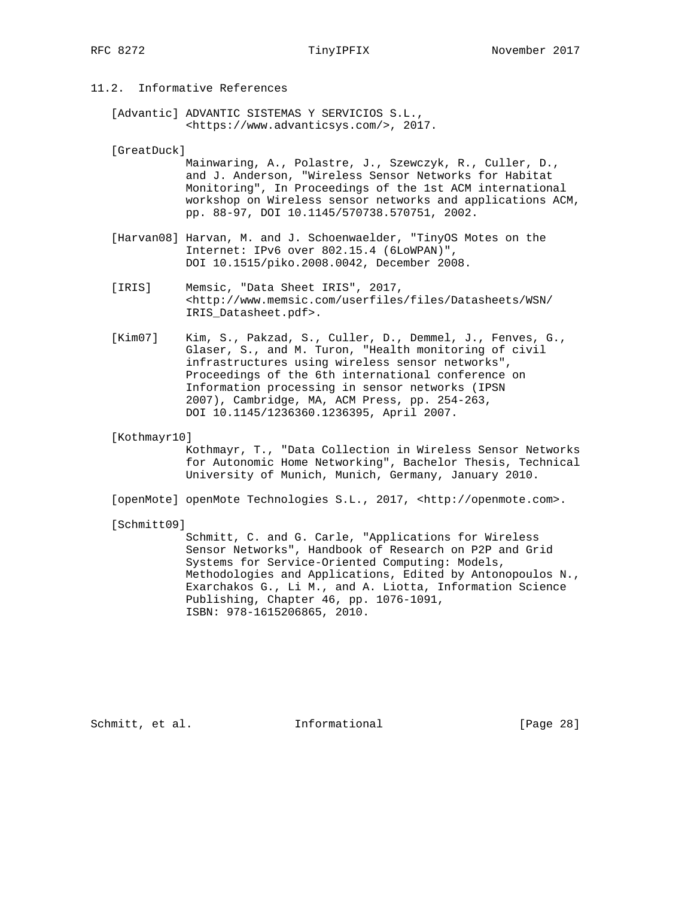### 11.2. Informative References

[Advantic] ADVANTIC SISTEMAS Y SERVICIOS S.L., <https://www.advanticsys.com/>, 2017.

[GreatDuck] Mainwaring, A., Polastre, J., Szewczyk, R., Culler, D., and J. Anderson, "Wireless Sensor Networks for Habitat Monitoring", In Proceedings of the 1st ACM international workshop on Wireless sensor networks and applications ACM, pp. 88-97, DOI 10.1145/570738.570751, 2002.

[Harvan08] Harvan, M. and J. Schoenwaelder, "TinyOS Motes on the Internet: IPv6 over 802.15.4 (6LoWPAN)", DOI 10.1515/piko.2008.0042, December 2008.

[IRIS] Memsic, "Data Sheet IRIS", 2017, <http://www.memsic.com/userfiles/files/Datasheets/WSN/IRIS_Datasheet.pdf>.

[Kim07] Kim, S., Pakzad, S., Culler, D., Demmel, J., Fenves, G., Glaser, S., and M. Turon, "Health monitoring of civil infrastructures using wireless sensor networks", Proceedings of the 6th international conference on Information processing in sensor networks (IPSN 2007), Cambridge, MA, ACM Press, pp. 254-263, DOI 10.1145/1236360.1236395, April 2007.

[Kothmayr10] Kothmayr, T., "Data Collection in Wireless Sensor Networks for Autonomic Home Networking", Bachelor Thesis, Technical University of Munich, Munich, Germany, January 2010.

[openMote] openMote Technologies S.L., 2017, <http://openmote.com>.

[Schmitt09] Schmitt, C. and G. Carle, "Applications for Wireless Sensor Networks", Handbook of Research on P2P and Grid Systems for Service-Oriented Computing: Models, Methodologies and Applications, Edited by Antonopoulos N., Exarchakos G., Li M., and A. Liotta, Information Science Publishing, Chapter 46, pp. 1076-1091, ISBN: 978-1615206865, 2010.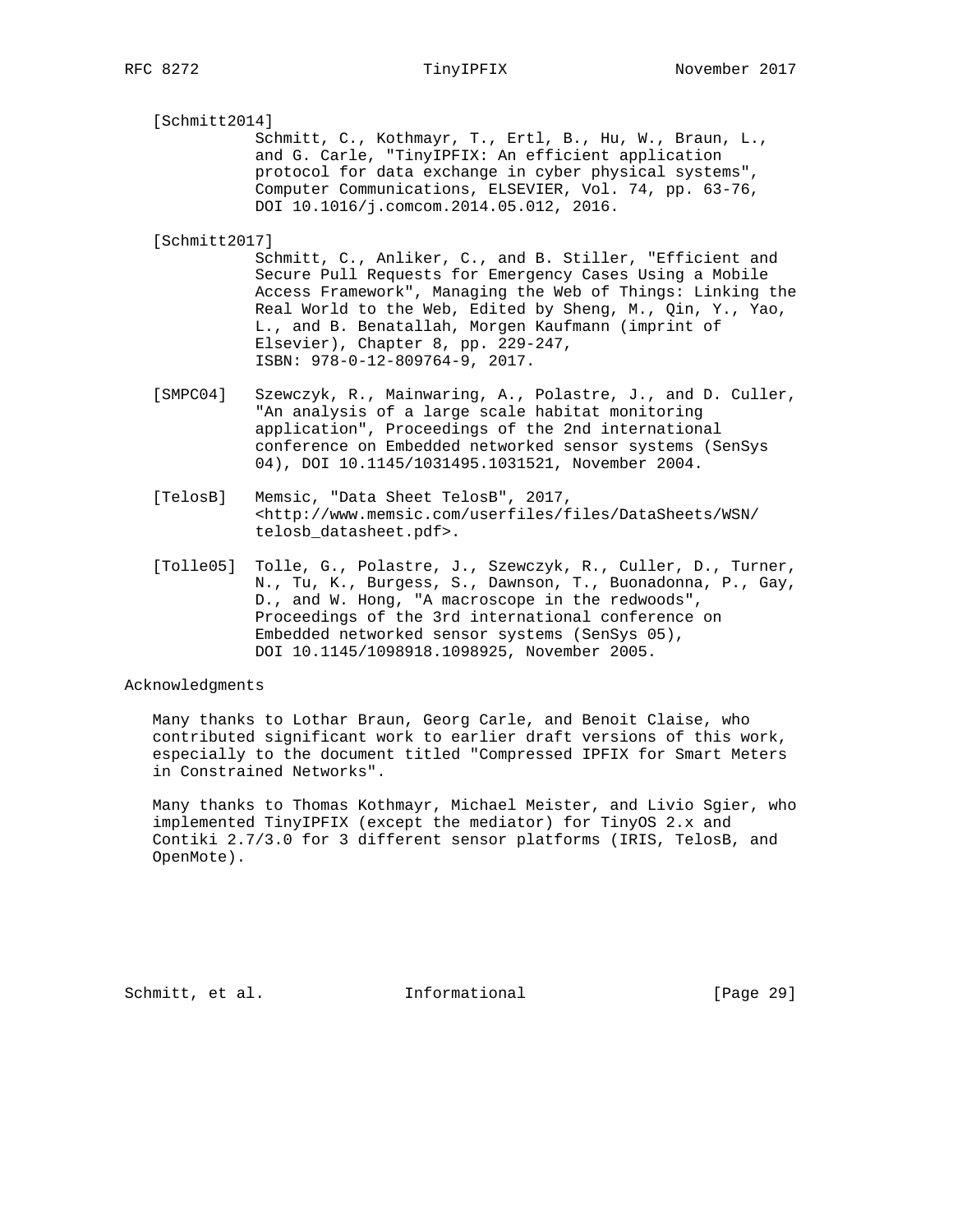[Schmitt2014]
Schmitt, C., Kothmayr, T., Ertl, B., Hu, W., Braun, L., and G. Carle, "TinyIPFIX: An efficient application protocol for data exchange in cyber physical systems", Computer Communications, ELSEVIER, Vol. 74, pp. 63-76, DOI 10.1016/j.comcom.2014.05.012, 2016.

[Schmitt2017]
Schmitt, C., Anliker, C., and B. Stiller, "Efficient and Secure Pull Requests for Emergency Cases Using a Mobile Access Framework", Managing the Web of Things: Linking the Real World to the Web, Edited by Sheng, M., Qin, Y., Yao, L., and B. Benatallah, Morgen Kaufmann (imprint of Elsevier), Chapter 8, pp. 229-247, ISBN: 978-0-12-809764-9, 2017.

[SMPC04] Szewczyk, R., Mainwaring, A., Polastre, J., and D. Culler, "An analysis of a large scale habitat monitoring application", Proceedings of the 2nd international conference on Embedded networked sensor systems (SenSys 04), DOI 10.1145/1031495.1031521, November 2004.

[TelosB] Memsic, "Data Sheet TelosB", 2017, <http://www.memsic.com/userfiles/files/DataSheets/WSN/telosb_datasheet.pdf>.

[Tolle05] Tolle, G., Polastre, J., Szewczyk, R., Culler, D., Turner, N., Tu, K., Burgess, S., Dawnson, T., Buonadonna, P., Gay, D., and W. Hong, "A macroscope in the redwoods", Proceedings of the 3rd international conference on Embedded networked sensor systems (SenSys 05), DOI 10.1145/1098918.1098925, November 2005.

## Acknowledgments

Many thanks to Lothar Braun, Georg Carle, and Benoit Claise, who contributed significant work to earlier draft versions of this work, especially to the document titled "Compressed IPFIX for Smart Meters in Constrained Networks".

Many thanks to Thomas Kothmayr, Michael Meister, and Livio Sgier, who implemented TinyIPFIX (except the mediator) for TinyOS 2.x and Contiki 2.7/3.0 for 3 different sensor platforms (IRIS, TelosB, and OpenMote).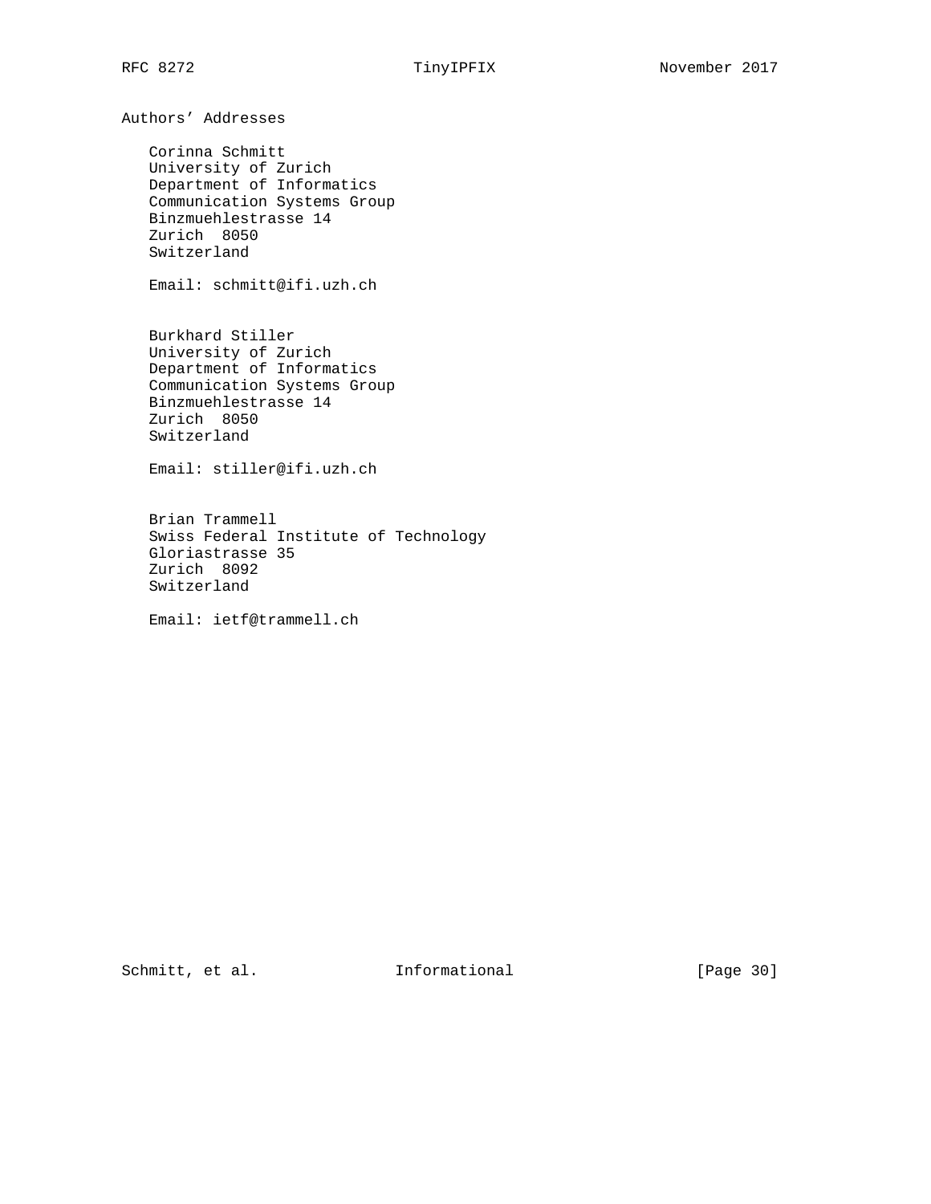## Authors' Addresses

Corinna Schmitt
University of Zurich
Department of Informatics
Communication Systems Group
Binzmuehlestrasse 14
Zurich 8050
Switzerland

Email: schmitt@ifi.uzh.ch

Burkhard Stiller
University of Zurich
Department of Informatics
Communication Systems Group
Binzmuehlestrasse 14
Zurich 8050
Switzerland

Email: stiller@ifi.uzh.ch

Brian Trammell
Swiss Federal Institute of Technology
Gloriastrasse 35
Zurich 8092
Switzerland

Email: ietf@trammell.ch